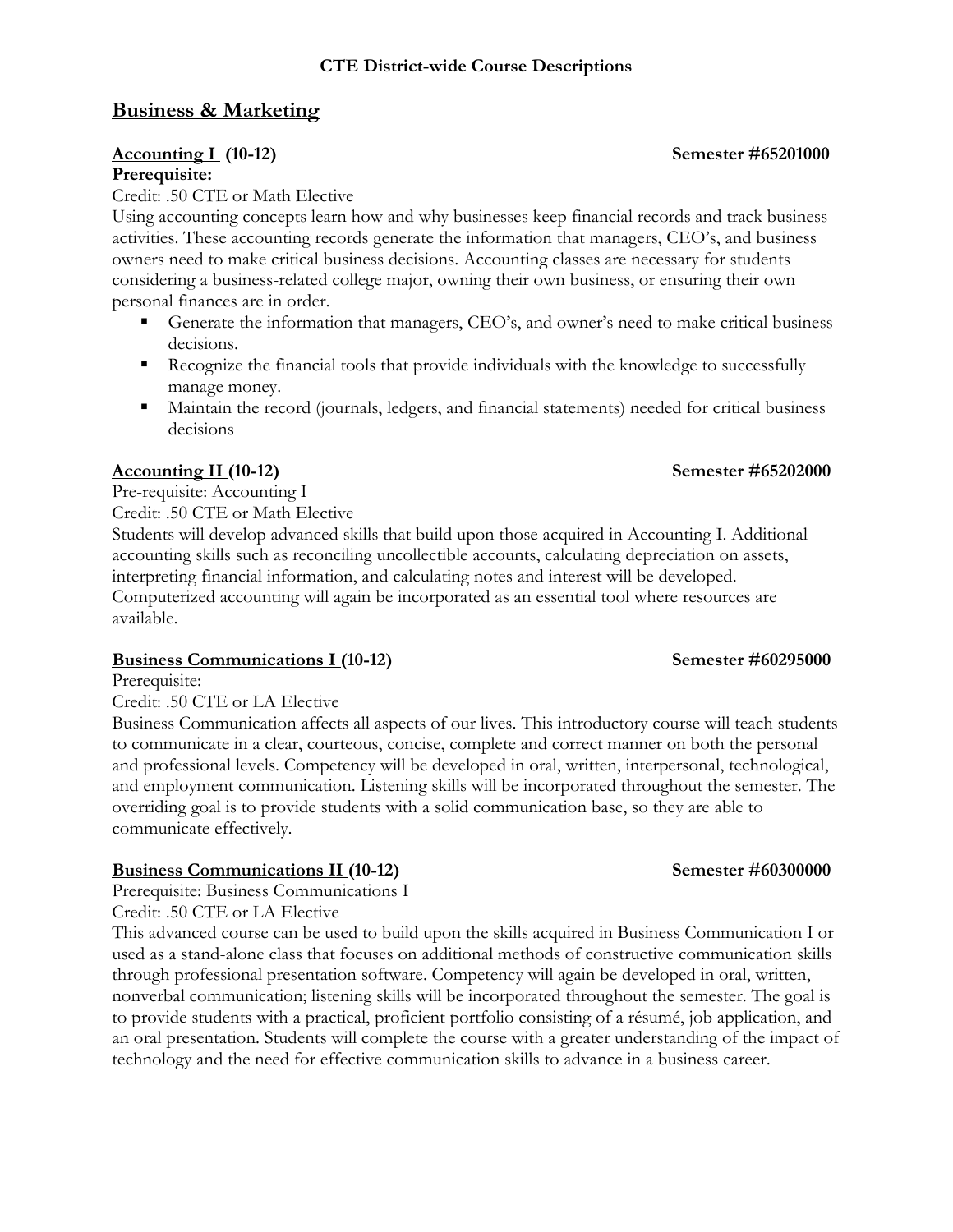# CTE District-wide Course Descriptions

## Business & Marketing

### Accounting I (10-12) Semester #65201000

**Prerequisite:**

Credit: .50 CTE or Math Elective

Using accounting concepts learn how and why businesses keep financial records and track business activities. These accounting records generate the information that managers, CEO's, and business owners need to make critical business decisions. Accounting classes are necessary for students considering a business-related college major, owning their own business, or ensuring their own personal finances are in order.

- Generate the information that managers, CEO's, and owner's need to make critical business decisions.
- Recognize the financial tools that provide individuals with the knowledge to successfully manage money.
- Maintain the record (journals, ledgers, and financial statements) needed for critical business decisions

### Accounting II (10-12) Semester #65202000

Pre-requisite: Accounting I

Credit: .50 CTE or Math Elective

Students will develop advanced skills that build upon those acquired in Accounting I. Additional accounting skills such as reconciling uncollectible accounts, calculating depreciation on assets, interpreting financial information, and calculating notes and interest will be developed. Computerized accounting will again be incorporated as an essential tool where resources are available.

### Business Communications I (10-12) Semester #60295000

Prerequisite:

Credit: .50 CTE or LA Elective

Business Communication affects all aspects of our lives. This introductory course will teach students to communicate in a clear, courteous, concise, complete and correct manner on both the personal and professional levels. Competency will be developed in oral, written, interpersonal, technological, and employment communication. Listening skills will be incorporated throughout the semester. The overriding goal is to provide students with a solid communication base, so they are able to communicate effectively.

### Business Communications II (10-12) Semester #60300000

Prerequisite: Business Communications I

Credit: .50 CTE or LA Elective

This advanced course can be used to build upon the skills acquired in Business Communication I or used as a stand-alone class that focuses on additional methods of constructive communication skills through professional presentation software. Competency will again be developed in oral, written, nonverbal communication; listening skills will be incorporated throughout the semester. The goal is to provide students with a practical, proficient portfolio consisting of a résumé, job application, and an oral presentation. Students will complete the course with a greater understanding of the impact of technology and the need for effective communication skills to advance in a business career.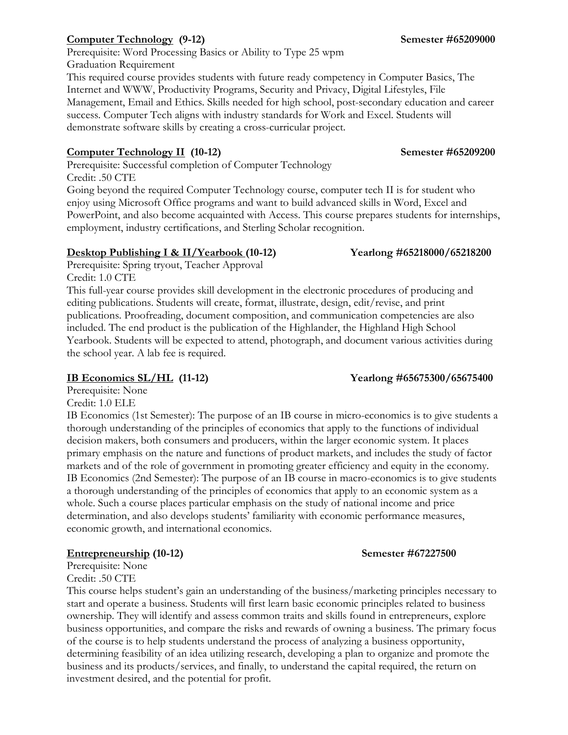**Computer Technology (9-12)** **Semester #65209000**

Prerequisite: Word Processing Basics or Ability to Type 25 wpm
Graduation Requirement

This required course provides students with future ready competency in Computer Basics, The Internet and WWW, Productivity Programs, Security and Privacy, Digital Lifestyles, File Management, Email and Ethics. Skills needed for high school, post-secondary education and career success. Computer Tech aligns with industry standards for Work and Excel. Students will demonstrate software skills by creating a cross-curricular project.

**Computer Technology II (10-12)** **Semester #65209200**

Prerequisite: Successful completion of Computer Technology
Credit: .50 CTE

Going beyond the required Computer Technology course, computer tech II is for student who enjoy using Microsoft Office programs and want to build advanced skills in Word, Excel and PowerPoint, and also become acquainted with Access. This course prepares students for internships, employment, industry certifications, and Sterling Scholar recognition.

**Desktop Publishing I & II/Yearbook (10-12)** **Yearlong #65218000/65218200**

Prerequisite: Spring tryout, Teacher Approval
Credit: 1.0 CTE

This full-year course provides skill development in the electronic procedures of producing and editing publications. Students will create, format, illustrate, design, edit/revise, and print publications. Proofreading, document composition, and communication competencies are also included. The end product is the publication of the Highlander, the Highland High School Yearbook. Students will be expected to attend, photograph, and document various activities during the school year. A lab fee is required.

**IB Economics SL/HL (11-12)** **Yearlong #65675300/65675400**

Prerequisite: None
Credit: 1.0 ELE

IB Economics (1st Semester): The purpose of an IB course in micro-economics is to give students a thorough understanding of the principles of economics that apply to the functions of individual decision makers, both consumers and producers, within the larger economic system. It places primary emphasis on the nature and functions of product markets, and includes the study of factor markets and of the role of government in promoting greater efficiency and equity in the economy. IB Economics (2nd Semester): The purpose of an IB course in macro-economics is to give students a thorough understanding of the principles of economics that apply to an economic system as a whole. Such a course places particular emphasis on the study of national income and price determination, and also develops students' familiarity with economic performance measures, economic growth, and international economics.

**Entrepreneurship (10-12)** **Semester #67227500**

Prerequisite: None
Credit: .50 CTE

This course helps student's gain an understanding of the business/marketing principles necessary to start and operate a business. Students will first learn basic economic principles related to business ownership. They will identify and assess common traits and skills found in entrepreneurs, explore business opportunities, and compare the risks and rewards of owning a business. The primary focus of the course is to help students understand the process of analyzing a business opportunity, determining feasibility of an idea utilizing research, developing a plan to organize and promote the business and its products/services, and finally, to understand the capital required, the return on investment desired, and the potential for profit.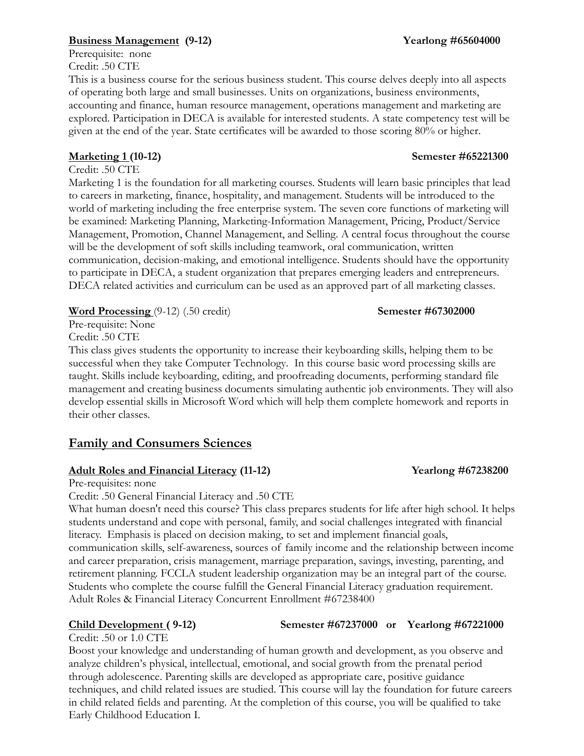**Business Management (9-12)** **Yearlong #65604000**

Prerequisite: none
Credit: .50 CTE

This is a business course for the serious business student. This course delves deeply into all aspects of operating both large and small businesses. Units on organizations, business environments, accounting and finance, human resource management, operations management and marketing are explored. Participation in DECA is available for interested students. A state competency test will be given at the end of the year. State certificates will be awarded to those scoring 80% or higher.

**Marketing 1 (10-12)** **Semester #65221300**

Credit: .50 CTE

Marketing 1 is the foundation for all marketing courses. Students will learn basic principles that lead to careers in marketing, finance, hospitality, and management. Students will be introduced to the world of marketing including the free enterprise system. The seven core functions of marketing will be examined: Marketing Planning, Marketing-Information Management, Pricing, Product/Service Management, Promotion, Channel Management, and Selling. A central focus throughout the course will be the development of soft skills including teamwork, oral communication, written communication, decision-making, and emotional intelligence. Students should have the opportunity to participate in DECA, a student organization that prepares emerging leaders and entrepreneurs. DECA related activities and curriculum can be used as an approved part of all marketing classes.

**Word Processing** (9-12) (.50 credit) **Semester #67302000**

Pre-requisite: None
Credit: .50 CTE

This class gives students the opportunity to increase their keyboarding skills, helping them to be successful when they take Computer Technology. In this course basic word processing skills are taught. Skills include keyboarding, editing, and proofreading documents, performing standard file management and creating business documents simulating authentic job environments. They will also develop essential skills in Microsoft Word which will help them complete homework and reports in their other classes.

## Family and Consumers Sciences

**Adult Roles and Financial Literacy (11-12)** **Yearlong #67238200**

Pre-requisites: none
Credit: .50 General Financial Literacy and .50 CTE

What human doesn't need this course? This class prepares students for life after high school. It helps students understand and cope with personal, family, and social challenges integrated with financial literacy. Emphasis is placed on decision making, to set and implement financial goals, communication skills, self-awareness, sources of family income and the relationship between income and career preparation, crisis management, marriage preparation, savings, investing, parenting, and retirement planning. FCCLA student leadership organization may be an integral part of the course. Students who complete the course fulfill the General Financial Literacy graduation requirement. Adult Roles & Financial Literacy Concurrent Enrollment #67238400

**Child Development ( 9-12)** **Semester #67237000 or Yearlong #67221000**

Credit: .50 or 1.0 CTE

Boost your knowledge and understanding of human growth and development, as you observe and analyze children's physical, intellectual, emotional, and social growth from the prenatal period through adolescence. Parenting skills are developed as appropriate care, positive guidance techniques, and child related issues are studied. This course will lay the foundation for future careers in child related fields and parenting. At the completion of this course, you will be qualified to take Early Childhood Education I.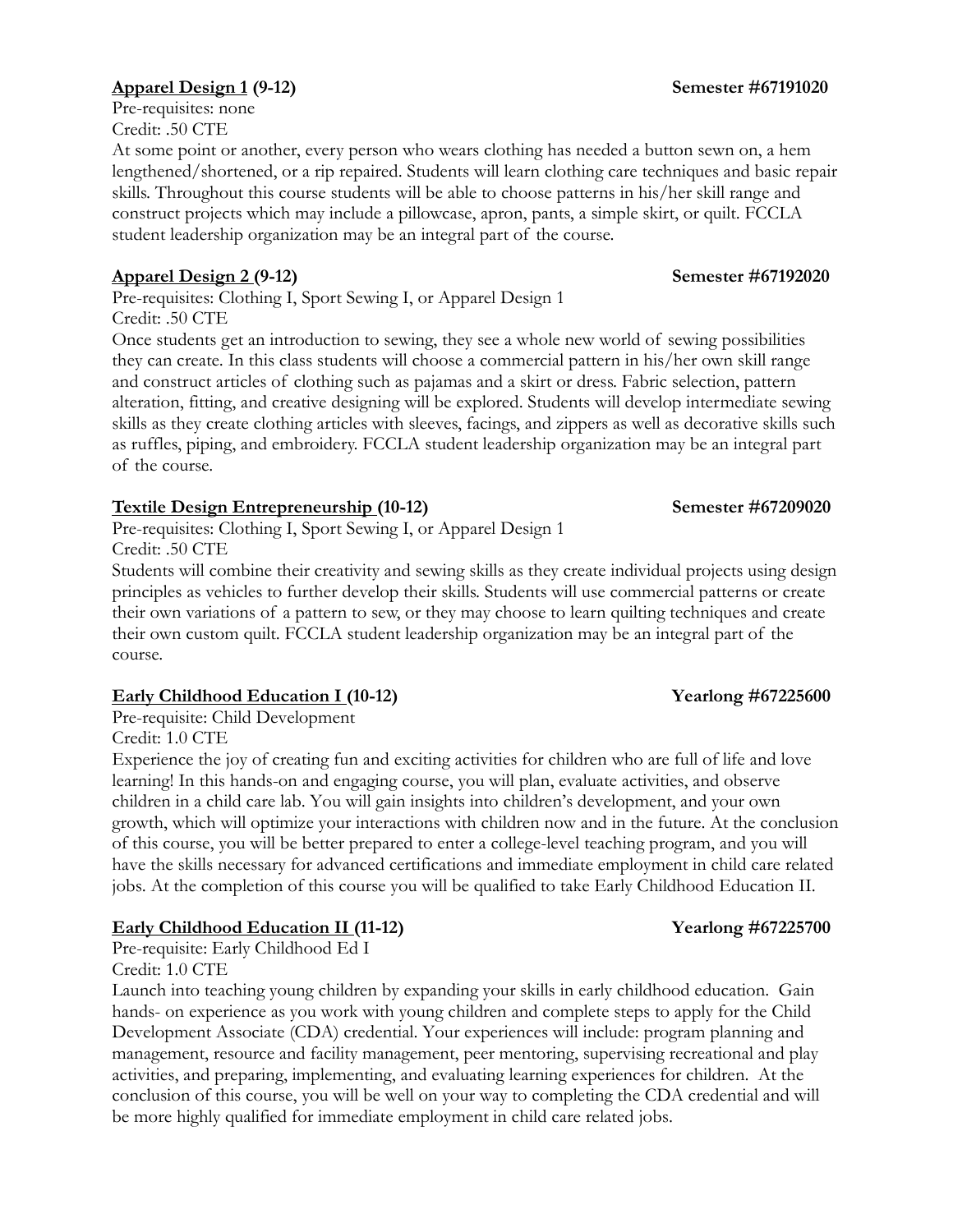**Apparel Design 1 (9-12)** **Semester #67191020**

Pre-requisites: none
Credit: .50 CTE

At some point or another, every person who wears clothing has needed a button sewn on, a hem lengthened/shortened, or a rip repaired. Students will learn clothing care techniques and basic repair skills. Throughout this course students will be able to choose patterns in his/her skill range and construct projects which may include a pillowcase, apron, pants, a simple skirt, or quilt. FCCLA student leadership organization may be an integral part of the course.

**Apparel Design 2 (9-12)** **Semester #67192020**

Pre-requisites: Clothing I, Sport Sewing I, or Apparel Design 1
Credit: .50 CTE

Once students get an introduction to sewing, they see a whole new world of sewing possibilities they can create. In this class students will choose a commercial pattern in his/her own skill range and construct articles of clothing such as pajamas and a skirt or dress. Fabric selection, pattern alteration, fitting, and creative designing will be explored. Students will develop intermediate sewing skills as they create clothing articles with sleeves, facings, and zippers as well as decorative skills such as ruffles, piping, and embroidery. FCCLA student leadership organization may be an integral part of the course.

**Textile Design Entrepreneurship (10-12)** **Semester #67209020**

Pre-requisites: Clothing I, Sport Sewing I, or Apparel Design 1
Credit: .50 CTE

Students will combine their creativity and sewing skills as they create individual projects using design principles as vehicles to further develop their skills. Students will use commercial patterns or create their own variations of a pattern to sew, or they may choose to learn quilting techniques and create their own custom quilt. FCCLA student leadership organization may be an integral part of the course.

**Early Childhood Education I (10-12)** **Yearlong #67225600**

Pre-requisite: Child Development
Credit: 1.0 CTE

Experience the joy of creating fun and exciting activities for children who are full of life and love learning! In this hands-on and engaging course, you will plan, evaluate activities, and observe children in a child care lab. You will gain insights into children's development, and your own growth, which will optimize your interactions with children now and in the future. At the conclusion of this course, you will be better prepared to enter a college-level teaching program, and you will have the skills necessary for advanced certifications and immediate employment in child care related jobs. At the completion of this course you will be qualified to take Early Childhood Education II.

**Early Childhood Education II (11-12)** **Yearlong #67225700**

Pre-requisite: Early Childhood Ed I
Credit: 1.0 CTE

Launch into teaching young children by expanding your skills in early childhood education. Gain hands- on experience as you work with young children and complete steps to apply for the Child Development Associate (CDA) credential. Your experiences will include: program planning and management, resource and facility management, peer mentoring, supervising recreational and play activities, and preparing, implementing, and evaluating learning experiences for children. At the conclusion of this course, you will be well on your way to completing the CDA credential and will be more highly qualified for immediate employment in child care related jobs.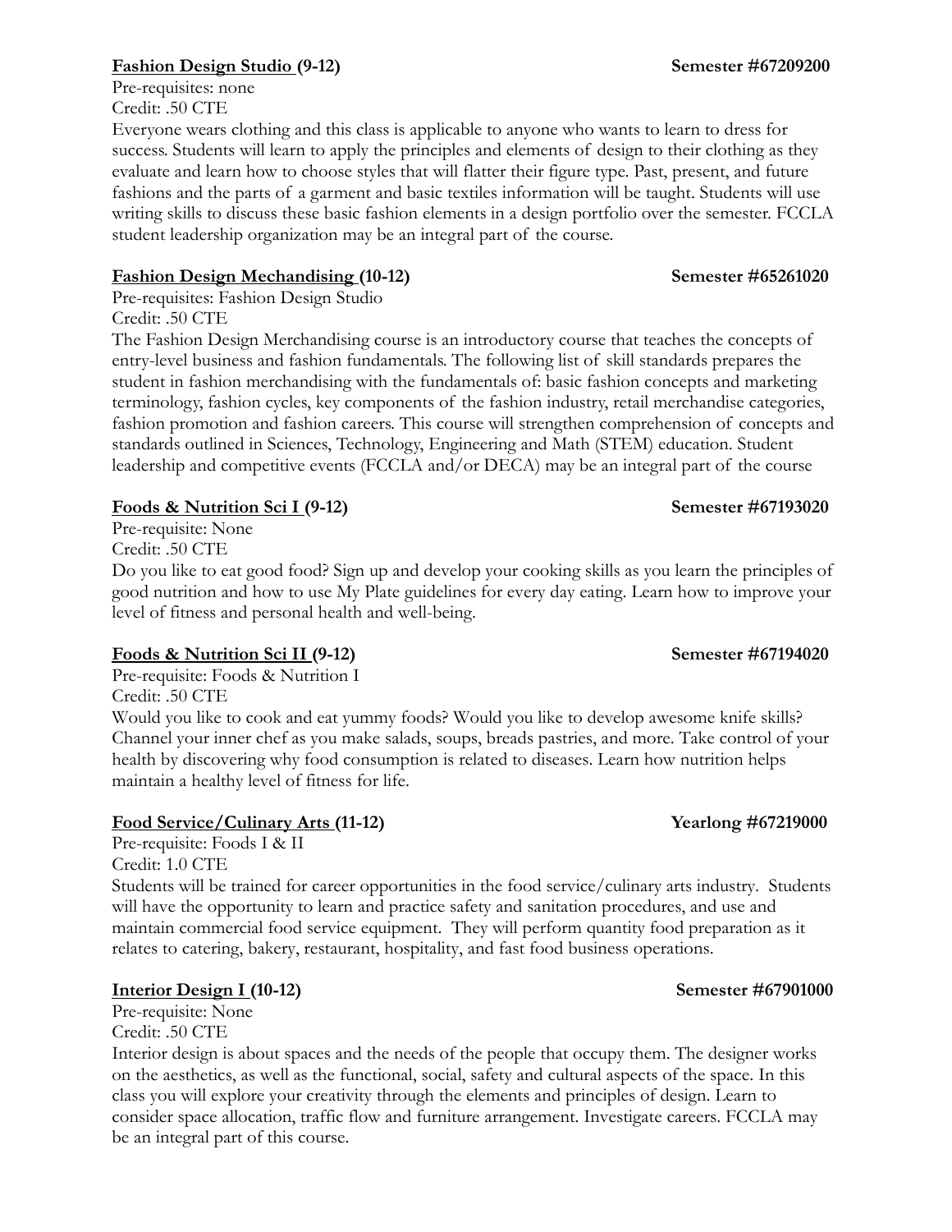**Fashion Design Studio (9-12)** **Semester #67209200**

Pre-requisites: none
Credit: .50 CTE

Everyone wears clothing and this class is applicable to anyone who wants to learn to dress for success. Students will learn to apply the principles and elements of design to their clothing as they evaluate and learn how to choose styles that will flatter their figure type. Past, present, and future fashions and the parts of a garment and basic textiles information will be taught. Students will use writing skills to discuss these basic fashion elements in a design portfolio over the semester. FCCLA student leadership organization may be an integral part of the course.

**Fashion Design Mechandising (10-12)** **Semester #65261020**

Pre-requisites: Fashion Design Studio
Credit: .50 CTE

The Fashion Design Merchandising course is an introductory course that teaches the concepts of entry-level business and fashion fundamentals. The following list of skill standards prepares the student in fashion merchandising with the fundamentals of: basic fashion concepts and marketing terminology, fashion cycles, key components of the fashion industry, retail merchandise categories, fashion promotion and fashion careers. This course will strengthen comprehension of concepts and standards outlined in Sciences, Technology, Engineering and Math (STEM) education. Student leadership and competitive events (FCCLA and/or DECA) may be an integral part of the course

**Foods & Nutrition Sci I (9-12)** **Semester #67193020**

Pre-requisite: None
Credit: .50 CTE

Do you like to eat good food? Sign up and develop your cooking skills as you learn the principles of good nutrition and how to use My Plate guidelines for every day eating. Learn how to improve your level of fitness and personal health and well-being.

**Foods & Nutrition Sci II (9-12)** **Semester #67194020**

Pre-requisite: Foods & Nutrition I
Credit: .50 CTE

Would you like to cook and eat yummy foods? Would you like to develop awesome knife skills? Channel your inner chef as you make salads, soups, breads pastries, and more. Take control of your health by discovering why food consumption is related to diseases. Learn how nutrition helps maintain a healthy level of fitness for life.

**Food Service/Culinary Arts (11-12)** **Yearlong #67219000**

Pre-requisite: Foods I & II
Credit: 1.0 CTE

Students will be trained for career opportunities in the food service/culinary arts industry. Students will have the opportunity to learn and practice safety and sanitation procedures, and use and maintain commercial food service equipment. They will perform quantity food preparation as it relates to catering, bakery, restaurant, hospitality, and fast food business operations.

**Interior Design I (10-12)** **Semester #67901000**

Pre-requisite: None
Credit: .50 CTE

Interior design is about spaces and the needs of the people that occupy them. The designer works on the aesthetics, as well as the functional, social, safety and cultural aspects of the space. In this class you will explore your creativity through the elements and principles of design. Learn to consider space allocation, traffic flow and furniture arrangement. Investigate careers. FCCLA may be an integral part of this course.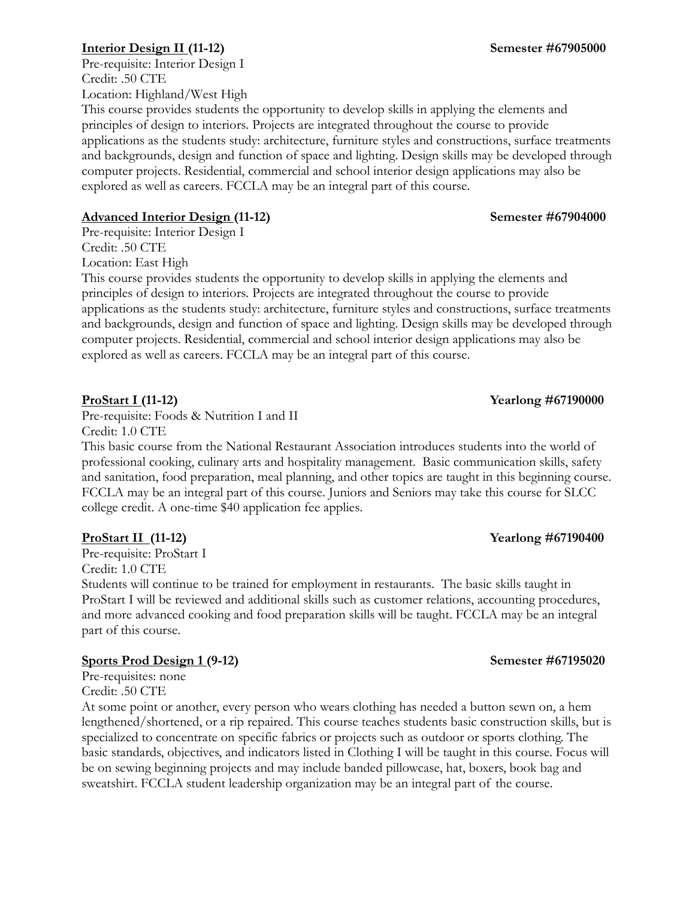**Interior Design II (11-12)** **Semester #67905000**

Pre-requisite: Interior Design I
Credit: .50 CTE
Location: Highland/West High

This course provides students the opportunity to develop skills in applying the elements and principles of design to interiors. Projects are integrated throughout the course to provide applications as the students study: architecture, furniture styles and constructions, surface treatments and backgrounds, design and function of space and lighting. Design skills may be developed through computer projects. Residential, commercial and school interior design applications may also be explored as well as careers. FCCLA may be an integral part of this course.

**Advanced Interior Design (11-12)** **Semester #67904000**

Pre-requisite: Interior Design I
Credit: .50 CTE
Location: East High

This course provides students the opportunity to develop skills in applying the elements and principles of design to interiors. Projects are integrated throughout the course to provide applications as the students study: architecture, furniture styles and constructions, surface treatments and backgrounds, design and function of space and lighting. Design skills may be developed through computer projects. Residential, commercial and school interior design applications may also be explored as well as careers. FCCLA may be an integral part of this course.

**ProStart I (11-12)** **Yearlong #67190000**

Pre-requisite: Foods & Nutrition I and II
Credit: 1.0 CTE

This basic course from the National Restaurant Association introduces students into the world of professional cooking, culinary arts and hospitality management. Basic communication skills, safety and sanitation, food preparation, meal planning, and other topics are taught in this beginning course. FCCLA may be an integral part of this course. Juniors and Seniors may take this course for SLCC college credit. A one-time $40 application fee applies.

**ProStart II (11-12)** **Yearlong #67190400**

Pre-requisite: ProStart I
Credit: 1.0 CTE

Students will continue to be trained for employment in restaurants. The basic skills taught in ProStart I will be reviewed and additional skills such as customer relations, accounting procedures, and more advanced cooking and food preparation skills will be taught. FCCLA may be an integral part of this course.

**Sports Prod Design 1 (9-12)** **Semester #67195020**

Pre-requisites: none
Credit: .50 CTE

At some point or another, every person who wears clothing has needed a button sewn on, a hem lengthened/shortened, or a rip repaired. This course teaches students basic construction skills, but is specialized to concentrate on specific fabrics or projects such as outdoor or sports clothing. The basic standards, objectives, and indicators listed in Clothing I will be taught in this course. Focus will be on sewing beginning projects and may include banded pillowcase, hat, boxers, book bag and sweatshirt. FCCLA student leadership organization may be an integral part of the course.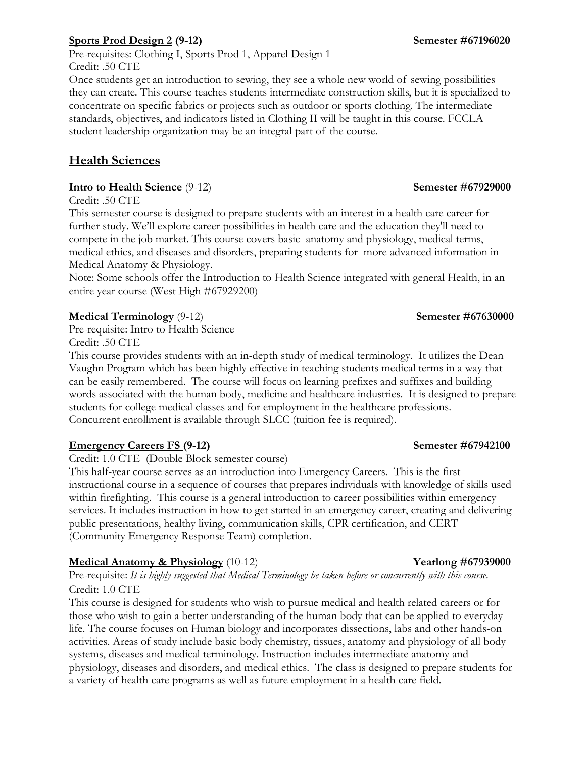**Sports Prod Design 2 (9-12)** **Semester #67196020**

Pre-requisites: Clothing I, Sports Prod 1, Apparel Design 1
Credit: .50 CTE

Once students get an introduction to sewing, they see a whole new world of sewing possibilities they can create. This course teaches students intermediate construction skills, but it is specialized to concentrate on specific fabrics or projects such as outdoor or sports clothing. The intermediate standards, objectives, and indicators listed in Clothing II will be taught in this course. FCCLA student leadership organization may be an integral part of the course.

## Health Sciences

**Intro to Health Science** (9-12) **Semester #67929000**

Credit: .50 CTE

This semester course is designed to prepare students with an interest in a health care career for further study. We'll explore career possibilities in health care and the education they'll need to compete in the job market. This course covers basic anatomy and physiology, medical terms, medical ethics, and diseases and disorders, preparing students for more advanced information in Medical Anatomy & Physiology.

Note: Some schools offer the Introduction to Health Science integrated with general Health, in an entire year course (West High #67929200)

**Medical Terminology** (9-12) **Semester #67630000**

Pre-requisite: Intro to Health Science
Credit: .50 CTE

This course provides students with an in-depth study of medical terminology. It utilizes the Dean Vaughn Program which has been highly effective in teaching students medical terms in a way that can be easily remembered. The course will focus on learning prefixes and suffixes and building words associated with the human body, medicine and healthcare industries. It is designed to prepare students for college medical classes and for employment in the healthcare professions. Concurrent enrollment is available through SLCC (tuition fee is required).

**Emergency Careers FS (9-12)** **Semester #67942100**

Credit: 1.0 CTE (Double Block semester course)

This half-year course serves as an introduction into Emergency Careers. This is the first instructional course in a sequence of courses that prepares individuals with knowledge of skills used within firefighting. This course is a general introduction to career possibilities within emergency services. It includes instruction in how to get started in an emergency career, creating and delivering public presentations, healthy living, communication skills, CPR certification, and CERT (Community Emergency Response Team) completion.

**Medical Anatomy & Physiology** (10-12) **Yearlong #67939000**

Pre-requisite: *It is highly suggested that Medical Terminology be taken before or concurrently with this course.*
Credit: 1.0 CTE

This course is designed for students who wish to pursue medical and health related careers or for those who wish to gain a better understanding of the human body that can be applied to everyday life. The course focuses on Human biology and incorporates dissections, labs and other hands-on activities. Areas of study include basic body chemistry, tissues, anatomy and physiology of all body systems, diseases and medical terminology. Instruction includes intermediate anatomy and physiology, diseases and disorders, and medical ethics. The class is designed to prepare students for a variety of health care programs as well as future employment in a health care field.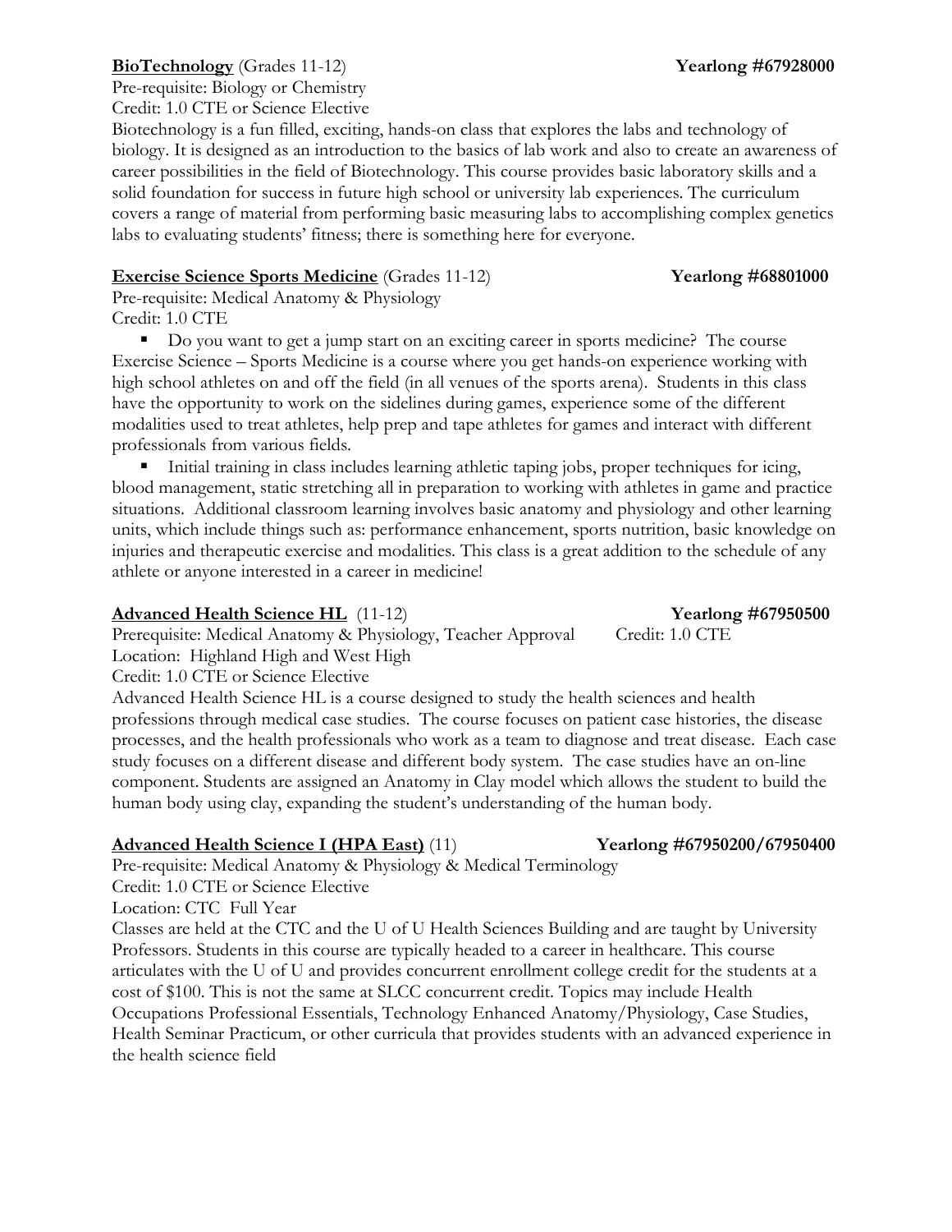**<u>BioTechnology</u>** (Grades 11-12) **Yearlong #67928000**

Pre-requisite: Biology or Chemistry
Credit: 1.0 CTE or Science Elective

Biotechnology is a fun filled, exciting, hands-on class that explores the labs and technology of biology. It is designed as an introduction to the basics of lab work and also to create an awareness of career possibilities in the field of Biotechnology. This course provides basic laboratory skills and a solid foundation for success in future high school or university lab experiences. The curriculum covers a range of material from performing basic measuring labs to accomplishing complex genetics labs to evaluating students' fitness; there is something here for everyone.

**<u>Exercise Science Sports Medicine</u>** (Grades 11-12) **Yearlong #68801000**

Pre-requisite: Medical Anatomy & Physiology
Credit: 1.0 CTE

- Do you want to get a jump start on an exciting career in sports medicine? The course Exercise Science – Sports Medicine is a course where you get hands-on experience working with high school athletes on and off the field (in all venues of the sports arena). Students in this class have the opportunity to work on the sidelines during games, experience some of the different modalities used to treat athletes, help prep and tape athletes for games and interact with different professionals from various fields.
- Initial training in class includes learning athletic taping jobs, proper techniques for icing, blood management, static stretching all in preparation to working with athletes in game and practice situations. Additional classroom learning involves basic anatomy and physiology and other learning units, which include things such as: performance enhancement, sports nutrition, basic knowledge on injuries and therapeutic exercise and modalities. This class is a great addition to the schedule of any athlete or anyone interested in a career in medicine!

**<u>Advanced Health Science HL</u>** (11-12) **Yearlong #67950500**

Prerequisite: Medical Anatomy & Physiology, Teacher Approval Credit: 1.0 CTE
Location: Highland High and West High
Credit: 1.0 CTE or Science Elective

Advanced Health Science HL is a course designed to study the health sciences and health professions through medical case studies. The course focuses on patient case histories, the disease processes, and the health professionals who work as a team to diagnose and treat disease. Each case study focuses on a different disease and different body system. The case studies have an on-line component. Students are assigned an Anatomy in Clay model which allows the student to build the human body using clay, expanding the student's understanding of the human body.

**<u>Advanced Health Science I (HPA East)</u>** (11) **Yearlong #67950200/67950400**

Pre-requisite: Medical Anatomy & Physiology & Medical Terminology
Credit: 1.0 CTE or Science Elective
Location: CTC Full Year

Classes are held at the CTC and the U of U Health Sciences Building and are taught by University Professors. Students in this course are typically headed to a career in healthcare. This course articulates with the U of U and provides concurrent enrollment college credit for the students at a cost of $100. This is not the same at SLCC concurrent credit. Topics may include Health Occupations Professional Essentials, Technology Enhanced Anatomy/Physiology, Case Studies, Health Seminar Practicum, or other curricula that provides students with an advanced experience in the health science field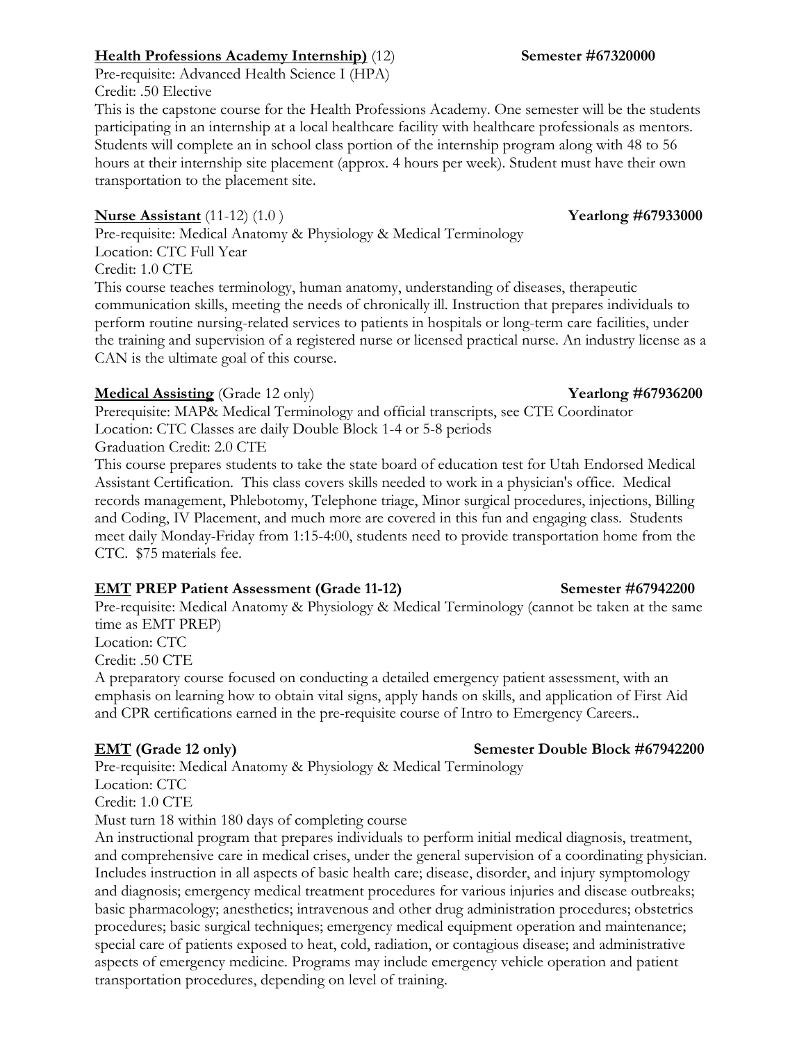**Health Professions Academy Internship)** (12) **Semester #67320000**

Pre-requisite: Advanced Health Science I (HPA)
Credit: .50 Elective
This is the capstone course for the Health Professions Academy. One semester will be the students participating in an internship at a local healthcare facility with healthcare professionals as mentors. Students will complete an in school class portion of the internship program along with 48 to 56 hours at their internship site placement (approx. 4 hours per week). Student must have their own transportation to the placement site.

**Nurse Assistant** (11-12) (1.0 ) **Yearlong #67933000**

Pre-requisite: Medical Anatomy & Physiology & Medical Terminology
Location: CTC Full Year
Credit: 1.0 CTE
This course teaches terminology, human anatomy, understanding of diseases, therapeutic communication skills, meeting the needs of chronically ill. Instruction that prepares individuals to perform routine nursing-related services to patients in hospitals or long-term care facilities, under the training and supervision of a registered nurse or licensed practical nurse. An industry license as a CAN is the ultimate goal of this course.

**Medical Assisting** (Grade 12 only) **Yearlong #67936200**

Prerequisite: MAP& Medical Terminology and official transcripts, see CTE Coordinator
Location: CTC Classes are daily Double Block 1-4 or 5-8 periods
Graduation Credit: 2.0 CTE
This course prepares students to take the state board of education test for Utah Endorsed Medical Assistant Certification. This class covers skills needed to work in a physician's office. Medical records management, Phlebotomy, Telephone triage, Minor surgical procedures, injections, Billing and Coding, IV Placement, and much more are covered in this fun and engaging class. Students meet daily Monday-Friday from 1:15-4:00, students need to provide transportation home from the CTC. $75 materials fee.

**EMT PREP Patient Assessment (Grade 11-12)** **Semester #67942200**

Pre-requisite: Medical Anatomy & Physiology & Medical Terminology (cannot be taken at the same time as EMT PREP)
Location: CTC
Credit: .50 CTE
A preparatory course focused on conducting a detailed emergency patient assessment, with an emphasis on learning how to obtain vital signs, apply hands on skills, and application of First Aid and CPR certifications earned in the pre-requisite course of Intro to Emergency Careers..

**EMT (Grade 12 only)** **Semester Double Block #67942200**

Pre-requisite: Medical Anatomy & Physiology & Medical Terminology
Location: CTC
Credit: 1.0 CTE
Must turn 18 within 180 days of completing course
An instructional program that prepares individuals to perform initial medical diagnosis, treatment, and comprehensive care in medical crises, under the general supervision of a coordinating physician. Includes instruction in all aspects of basic health care; disease, disorder, and injury symptomology and diagnosis; emergency medical treatment procedures for various injuries and disease outbreaks; basic pharmacology; anesthetics; intravenous and other drug administration procedures; obstetrics procedures; basic surgical techniques; emergency medical equipment operation and maintenance; special care of patients exposed to heat, cold, radiation, or contagious disease; and administrative aspects of emergency medicine. Programs may include emergency vehicle operation and patient transportation procedures, depending on level of training.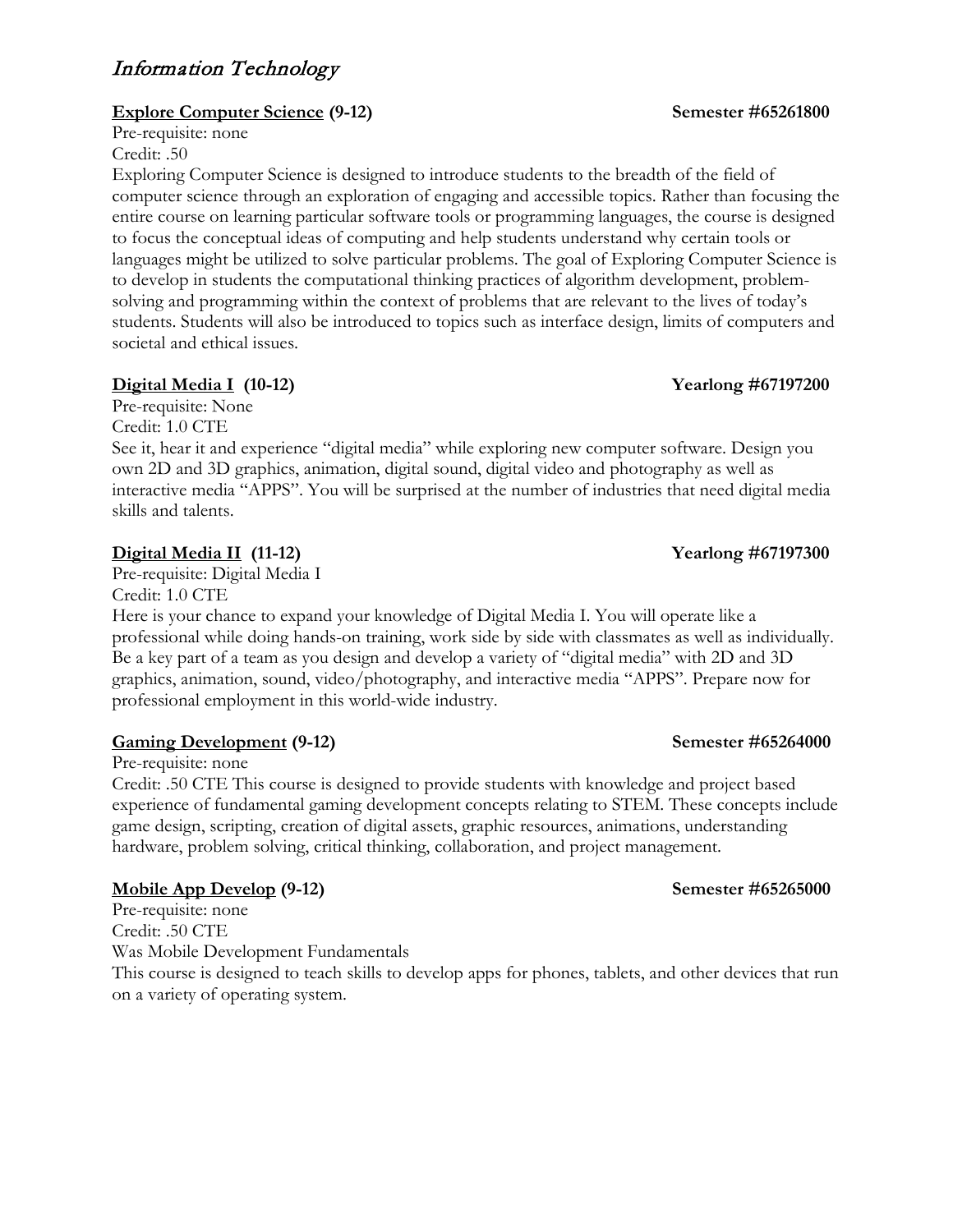# *Information Technology*

**<u>Explore Computer Science</u> (9-12)** **Semester #65261800**

Pre-requisite: none
Credit: .50
Exploring Computer Science is designed to introduce students to the breadth of the field of computer science through an exploration of engaging and accessible topics. Rather than focusing the entire course on learning particular software tools or programming languages, the course is designed to focus the conceptual ideas of computing and help students understand why certain tools or languages might be utilized to solve particular problems. The goal of Exploring Computer Science is to develop in students the computational thinking practices of algorithm development, problem-solving and programming within the context of problems that are relevant to the lives of today's students. Students will also be introduced to topics such as interface design, limits of computers and societal and ethical issues.

**<u>Digital Media I</u> (10-12)** **Yearlong #67197200**

Pre-requisite: None
Credit: 1.0 CTE
See it, hear it and experience "digital media" while exploring new computer software. Design you own 2D and 3D graphics, animation, digital sound, digital video and photography as well as interactive media "APPS". You will be surprised at the number of industries that need digital media skills and talents.

**<u>Digital Media II</u> (11-12)** **Yearlong #67197300**

Pre-requisite: Digital Media I
Credit: 1.0 CTE
Here is your chance to expand your knowledge of Digital Media I. You will operate like a professional while doing hands-on training, work side by side with classmates as well as individually. Be a key part of a team as you design and develop a variety of "digital media" with 2D and 3D graphics, animation, sound, video/photography, and interactive media "APPS". Prepare now for professional employment in this world-wide industry.

**<u>Gaming Development</u> (9-12)** **Semester #65264000**

Pre-requisite: none
Credit: .50 CTE This course is designed to provide students with knowledge and project based experience of fundamental gaming development concepts relating to STEM. These concepts include game design, scripting, creation of digital assets, graphic resources, animations, understanding hardware, problem solving, critical thinking, collaboration, and project management.

**<u>Mobile App Develop</u> (9-12)** **Semester #65265000**

Pre-requisite: none
Credit: .50 CTE
Was Mobile Development Fundamentals
This course is designed to teach skills to develop apps for phones, tablets, and other devices that run on a variety of operating system.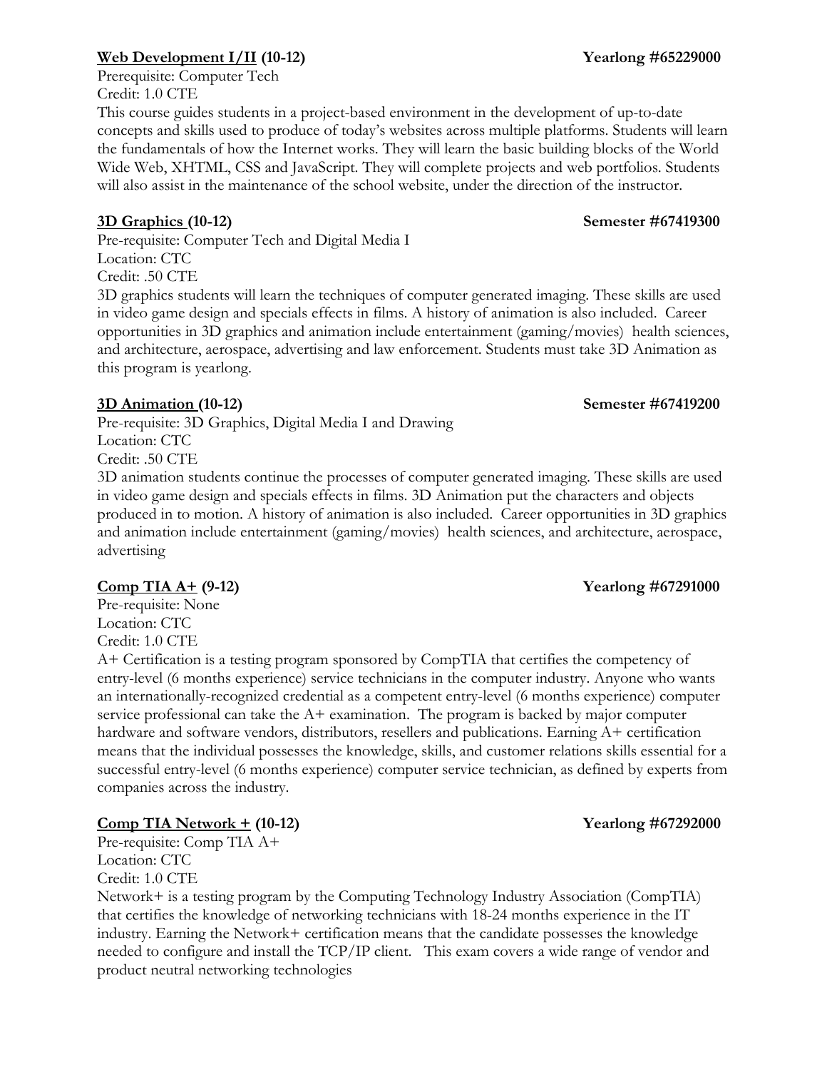**<u>Web Development I/II</u> (10-12)** **Yearlong #65229000**

Prerequisite: Computer Tech
Credit: 1.0 CTE

This course guides students in a project-based environment in the development of up-to-date concepts and skills used to produce of today's websites across multiple platforms. Students will learn the fundamentals of how the Internet works. They will learn the basic building blocks of the World Wide Web, XHTML, CSS and JavaScript. They will complete projects and web portfolios. Students will also assist in the maintenance of the school website, under the direction of the instructor.

**<u>3D Graphics</u> (10-12)** **Semester #67419300**

Pre-requisite: Computer Tech and Digital Media I
Location: CTC
Credit: .50 CTE

3D graphics students will learn the techniques of computer generated imaging. These skills are used in video game design and specials effects in films. A history of animation is also included. Career opportunities in 3D graphics and animation include entertainment (gaming/movies) health sciences, and architecture, aerospace, advertising and law enforcement. Students must take 3D Animation as this program is yearlong.

**<u>3D Animation</u> (10-12)** **Semester #67419200**

Pre-requisite: 3D Graphics, Digital Media I and Drawing
Location: CTC
Credit: .50 CTE

3D animation students continue the processes of computer generated imaging. These skills are used in video game design and specials effects in films. 3D Animation put the characters and objects produced in to motion. A history of animation is also included. Career opportunities in 3D graphics and animation include entertainment (gaming/movies) health sciences, and architecture, aerospace, advertising

**<u>Comp TIA A+</u> (9-12)** **Yearlong #67291000**

Pre-requisite: None
Location: CTC
Credit: 1.0 CTE

A+ Certification is a testing program sponsored by CompTIA that certifies the competency of entry-level (6 months experience) service technicians in the computer industry. Anyone who wants an internationally-recognized credential as a competent entry-level (6 months experience) computer service professional can take the A+ examination. The program is backed by major computer hardware and software vendors, distributors, resellers and publications. Earning A+ certification means that the individual possesses the knowledge, skills, and customer relations skills essential for a successful entry-level (6 months experience) computer service technician, as defined by experts from companies across the industry.

**<u>Comp TIA Network +</u> (10-12)** **Yearlong #67292000**

Pre-requisite: Comp TIA A+
Location: CTC
Credit: 1.0 CTE

Network+ is a testing program by the Computing Technology Industry Association (CompTIA) that certifies the knowledge of networking technicians with 18-24 months experience in the IT industry. Earning the Network+ certification means that the candidate possesses the knowledge needed to configure and install the TCP/IP client. This exam covers a wide range of vendor and product neutral networking technologies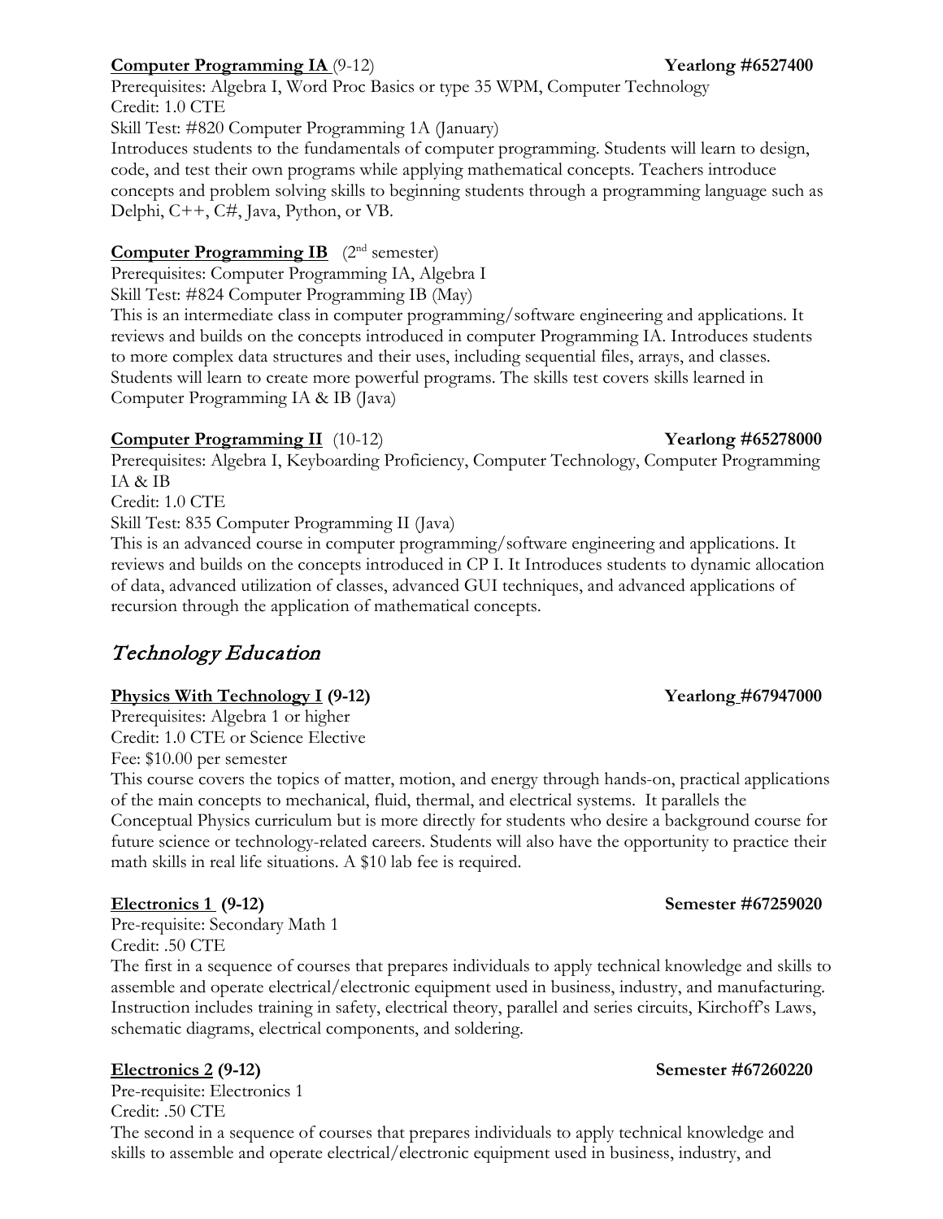**Computer Programming IA** (9-12) **Yearlong #6527400**

Prerequisites: Algebra I, Word Proc Basics or type 35 WPM, Computer Technology
Credit: 1.0 CTE
Skill Test: #820 Computer Programming 1A (January)
Introduces students to the fundamentals of computer programming. Students will learn to design, code, and test their own programs while applying mathematical concepts. Teachers introduce concepts and problem solving skills to beginning students through a programming language such as Delphi, C++, C#, Java, Python, or VB.

**Computer Programming IB** (2nd semester)

Prerequisites: Computer Programming IA, Algebra I
Skill Test: #824 Computer Programming IB (May)
This is an intermediate class in computer programming/software engineering and applications. It reviews and builds on the concepts introduced in computer Programming IA. Introduces students to more complex data structures and their uses, including sequential files, arrays, and classes. Students will learn to create more powerful programs. The skills test covers skills learned in Computer Programming IA & IB (Java)

**Computer Programming II** (10-12) **Yearlong #65278000**

Prerequisites: Algebra I, Keyboarding Proficiency, Computer Technology, Computer Programming IA & IB
Credit: 1.0 CTE
Skill Test: 835 Computer Programming II (Java)
This is an advanced course in computer programming/software engineering and applications. It reviews and builds on the concepts introduced in CP I. It Introduces students to dynamic allocation of data, advanced utilization of classes, advanced GUI techniques, and advanced applications of recursion through the application of mathematical concepts.

## *Technology Education*

**Physics With Technology I (9-12)** **Yearlong #67947000**

Prerequisites: Algebra 1 or higher
Credit: 1.0 CTE or Science Elective
Fee: $10.00 per semester
This course covers the topics of matter, motion, and energy through hands-on, practical applications of the main concepts to mechanical, fluid, thermal, and electrical systems. It parallels the Conceptual Physics curriculum but is more directly for students who desire a background course for future science or technology-related careers. Students will also have the opportunity to practice their math skills in real life situations. A $10 lab fee is required.

**Electronics 1 (9-12)** **Semester #67259020**

Pre-requisite: Secondary Math 1
Credit: .50 CTE
The first in a sequence of courses that prepares individuals to apply technical knowledge and skills to assemble and operate electrical/electronic equipment used in business, industry, and manufacturing. Instruction includes training in safety, electrical theory, parallel and series circuits, Kirchoff's Laws, schematic diagrams, electrical components, and soldering.

**Electronics 2 (9-12)** **Semester #67260220**

Pre-requisite: Electronics 1
Credit: .50 CTE
The second in a sequence of courses that prepares individuals to apply technical knowledge and skills to assemble and operate electrical/electronic equipment used in business, industry, and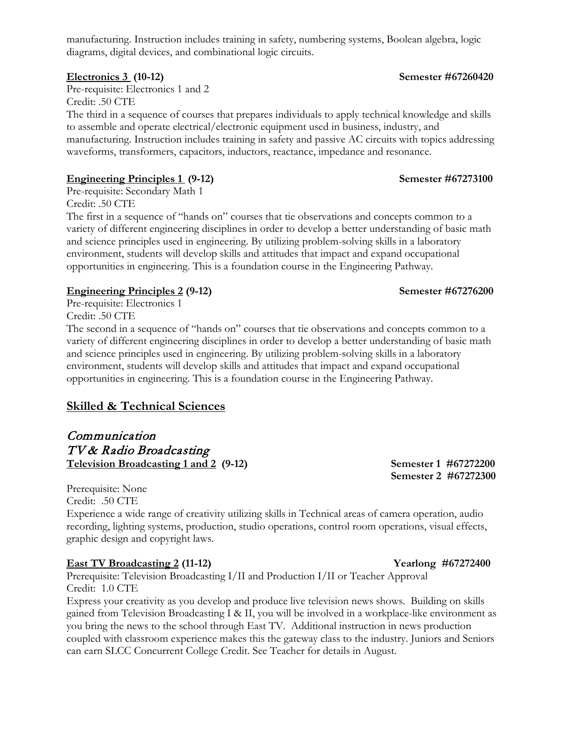manufacturing. Instruction includes training in safety, numbering systems, Boolean algebra, logic diagrams, digital devices, and combinational logic circuits.

**Electronics 3 (10-12)** **Semester #67260420**

Pre-requisite: Electronics 1 and 2
Credit: .50 CTE
The third in a sequence of courses that prepares individuals to apply technical knowledge and skills to assemble and operate electrical/electronic equipment used in business, industry, and manufacturing. Instruction includes training in safety and passive AC circuits with topics addressing waveforms, transformers, capacitors, inductors, reactance, impedance and resonance.

**Engineering Principles 1 (9-12)** **Semester #67273100**

Pre-requisite: Secondary Math 1
Credit: .50 CTE
The first in a sequence of "hands on" courses that tie observations and concepts common to a variety of different engineering disciplines in order to develop a better understanding of basic math and science principles used in engineering. By utilizing problem-solving skills in a laboratory environment, students will develop skills and attitudes that impact and expand occupational opportunities in engineering. This is a foundation course in the Engineering Pathway.

**Engineering Principles 2 (9-12)** **Semester #67276200**

Pre-requisite: Electronics 1
Credit: .50 CTE
The second in a sequence of "hands on" courses that tie observations and concepts common to a variety of different engineering disciplines in order to develop a better understanding of basic math and science principles used in engineering. By utilizing problem-solving skills in a laboratory environment, students will develop skills and attitudes that impact and expand occupational opportunities in engineering. This is a foundation course in the Engineering Pathway.

## Skilled & Technical Sciences

### *Communication*
### *TV & Radio Broadcasting*

**Television Broadcasting 1 and 2 (9-12)** **Semester 1 #67272200**
**Semester 2 #67272300**

Prerequisite: None
Credit: .50 CTE
Experience a wide range of creativity utilizing skills in Technical areas of camera operation, audio recording, lighting systems, production, studio operations, control room operations, visual effects, graphic design and copyright laws.

**East TV Broadcasting 2 (11-12)** **Yearlong #67272400**

Prerequisite: Television Broadcasting I/II and Production I/II or Teacher Approval
Credit: 1.0 CTE
Express your creativity as you develop and produce live television news shows. Building on skills gained from Television Broadcasting I & II, you will be involved in a workplace-like environment as you bring the news to the school through East TV. Additional instruction in news production coupled with classroom experience makes this the gateway class to the industry. Juniors and Seniors can earn SLCC Concurrent College Credit. See Teacher for details in August.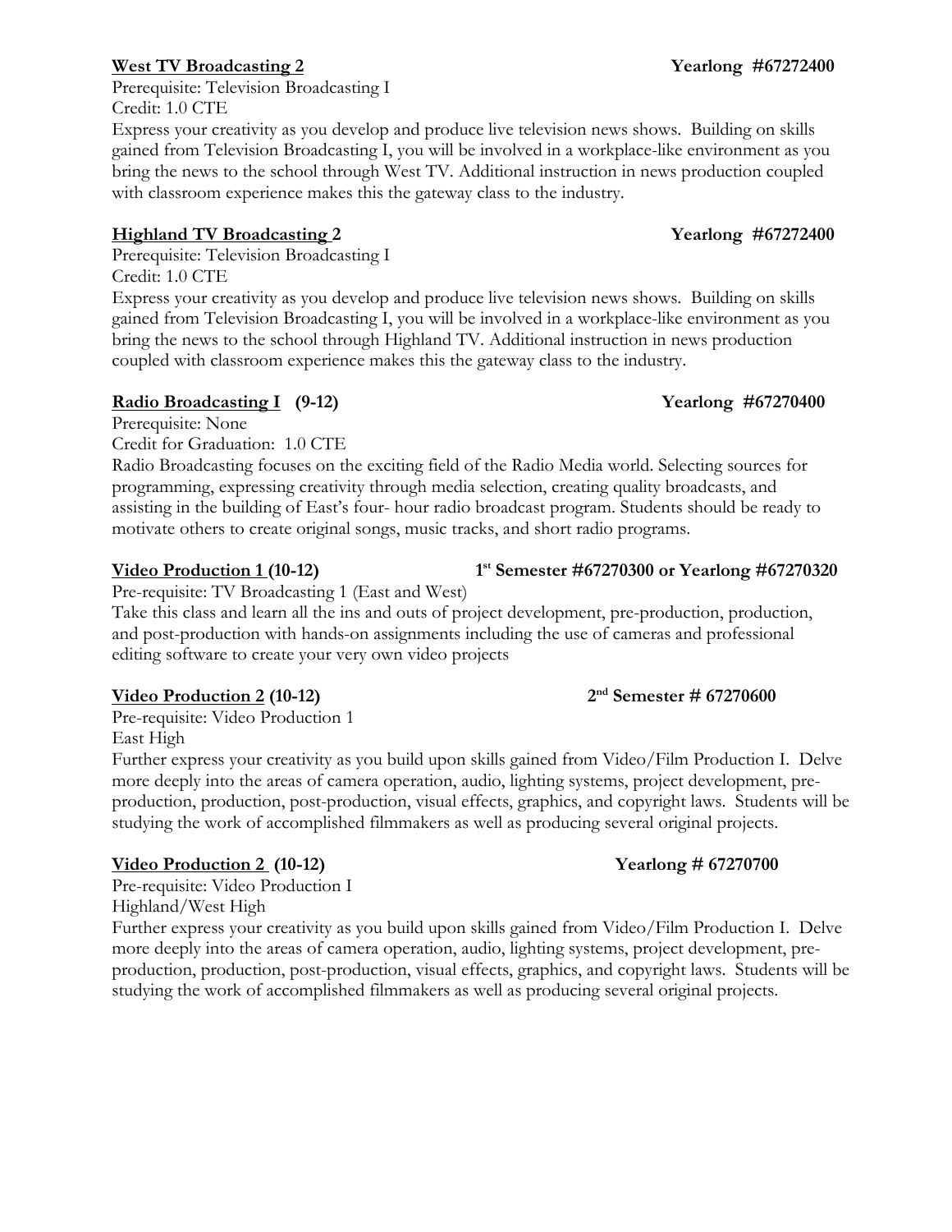**<u>West TV Broadcasting 2</u>** **Yearlong #67272400**

Prerequisite: Television Broadcasting I
Credit: 1.0 CTE

Express your creativity as you develop and produce live television news shows. Building on skills gained from Television Broadcasting I, you will be involved in a workplace-like environment as you bring the news to the school through West TV. Additional instruction in news production coupled with classroom experience makes this the gateway class to the industry.

**<u>Highland TV Broadcasting 2</u>** **Yearlong #67272400**

Prerequisite: Television Broadcasting I
Credit: 1.0 CTE

Express your creativity as you develop and produce live television news shows. Building on skills gained from Television Broadcasting I, you will be involved in a workplace-like environment as you bring the news to the school through Highland TV. Additional instruction in news production coupled with classroom experience makes this the gateway class to the industry.

**<u>Radio Broadcasting I</u> (9-12)** **Yearlong #67270400**

Prerequisite: None
Credit for Graduation: 1.0 CTE

Radio Broadcasting focuses on the exciting field of the Radio Media world. Selecting sources for programming, expressing creativity through media selection, creating quality broadcasts, and assisting in the building of East's four- hour radio broadcast program. Students should be ready to motivate others to create original songs, music tracks, and short radio programs.

**<u>Video Production 1</u> (10-12)** **1st Semester #67270300 or Yearlong #67270320**

Pre-requisite: TV Broadcasting 1 (East and West)

Take this class and learn all the ins and outs of project development, pre-production, production, and post-production with hands-on assignments including the use of cameras and professional editing software to create your very own video projects

**<u>Video Production 2</u> (10-12)** **2nd Semester # 67270600**

Pre-requisite: Video Production 1
East High

Further express your creativity as you build upon skills gained from Video/Film Production I. Delve more deeply into the areas of camera operation, audio, lighting systems, project development, pre-production, production, post-production, visual effects, graphics, and copyright laws. Students will be studying the work of accomplished filmmakers as well as producing several original projects.

**<u>Video Production 2</u> (10-12)** **Yearlong # 67270700**

Pre-requisite: Video Production I
Highland/West High

Further express your creativity as you build upon skills gained from Video/Film Production I. Delve more deeply into the areas of camera operation, audio, lighting systems, project development, pre-production, production, post-production, visual effects, graphics, and copyright laws. Students will be studying the work of accomplished filmmakers as well as producing several original projects.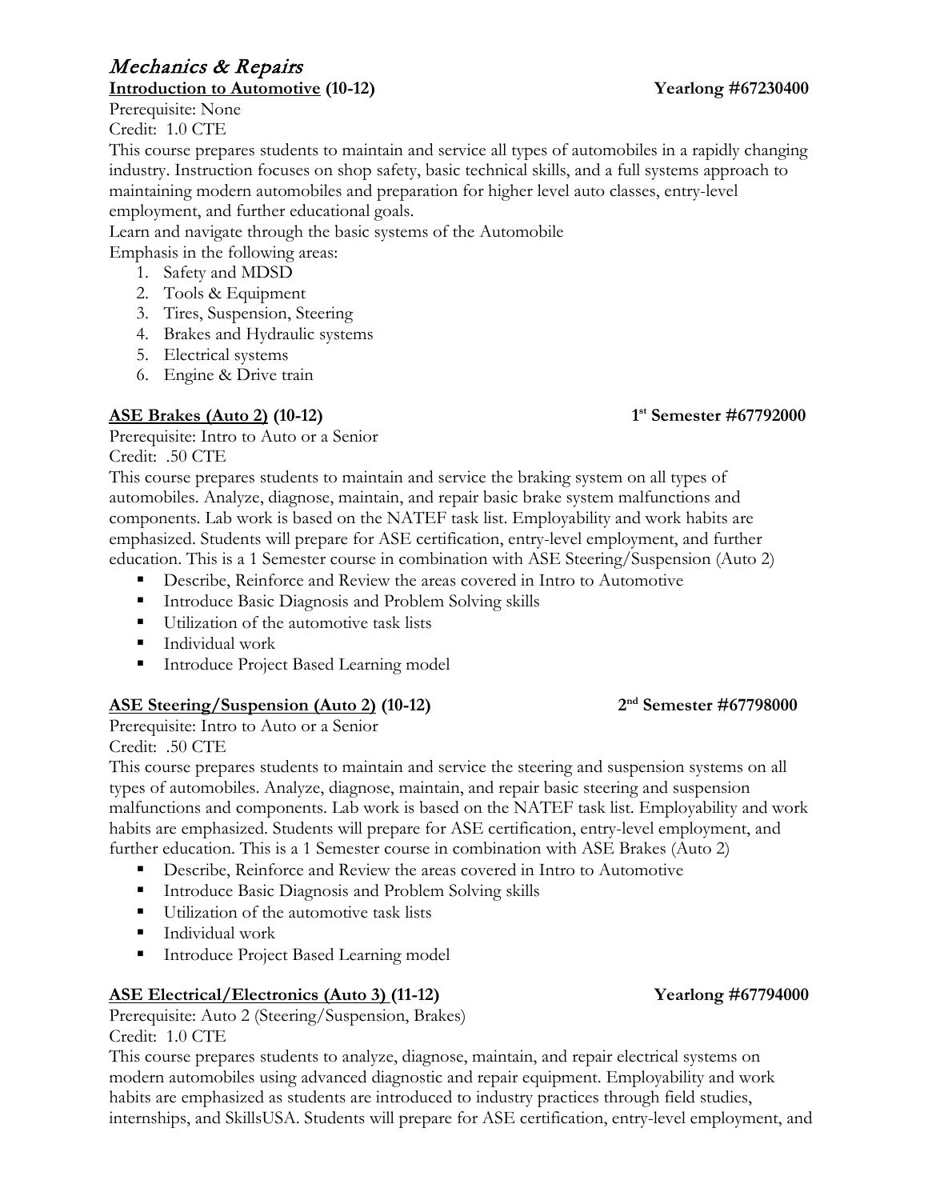# *Mechanics & Repairs*

**Introduction to Automotive (10-12)** **Yearlong #67230400**

Prerequisite: None

Credit: 1.0 CTE

This course prepares students to maintain and service all types of automobiles in a rapidly changing industry. Instruction focuses on shop safety, basic technical skills, and a full systems approach to maintaining modern automobiles and preparation for higher level auto classes, entry-level employment, and further educational goals.

Learn and navigate through the basic systems of the Automobile

Emphasis in the following areas:

1. Safety and MDSD
2. Tools & Equipment
3. Tires, Suspension, Steering
4. Brakes and Hydraulic systems
5. Electrical systems
6. Engine & Drive train

**ASE Brakes (Auto 2) (10-12)** **1st Semester #67792000**

Prerequisite: Intro to Auto or a Senior

Credit: .50 CTE

This course prepares students to maintain and service the braking system on all types of automobiles. Analyze, diagnose, maintain, and repair basic brake system malfunctions and components. Lab work is based on the NATEF task list. Employability and work habits are emphasized. Students will prepare for ASE certification, entry-level employment, and further education. This is a 1 Semester course in combination with ASE Steering/Suspension (Auto 2)

- Describe, Reinforce and Review the areas covered in Intro to Automotive
- Introduce Basic Diagnosis and Problem Solving skills
- Utilization of the automotive task lists
- Individual work
- Introduce Project Based Learning model

**ASE Steering/Suspension (Auto 2) (10-12)** **2nd Semester #67798000**

Prerequisite: Intro to Auto or a Senior

Credit: .50 CTE

This course prepares students to maintain and service the steering and suspension systems on all types of automobiles. Analyze, diagnose, maintain, and repair basic steering and suspension malfunctions and components. Lab work is based on the NATEF task list. Employability and work habits are emphasized. Students will prepare for ASE certification, entry-level employment, and further education. This is a 1 Semester course in combination with ASE Brakes (Auto 2)

- Describe, Reinforce and Review the areas covered in Intro to Automotive
- Introduce Basic Diagnosis and Problem Solving skills
- Utilization of the automotive task lists
- Individual work
- Introduce Project Based Learning model

**ASE Electrical/Electronics (Auto 3) (11-12)** **Yearlong #67794000**

Prerequisite: Auto 2 (Steering/Suspension, Brakes)

Credit: 1.0 CTE

This course prepares students to analyze, diagnose, maintain, and repair electrical systems on modern automobiles using advanced diagnostic and repair equipment. Employability and work habits are emphasized as students are introduced to industry practices through field studies, internships, and SkillsUSA. Students will prepare for ASE certification, entry-level employment, and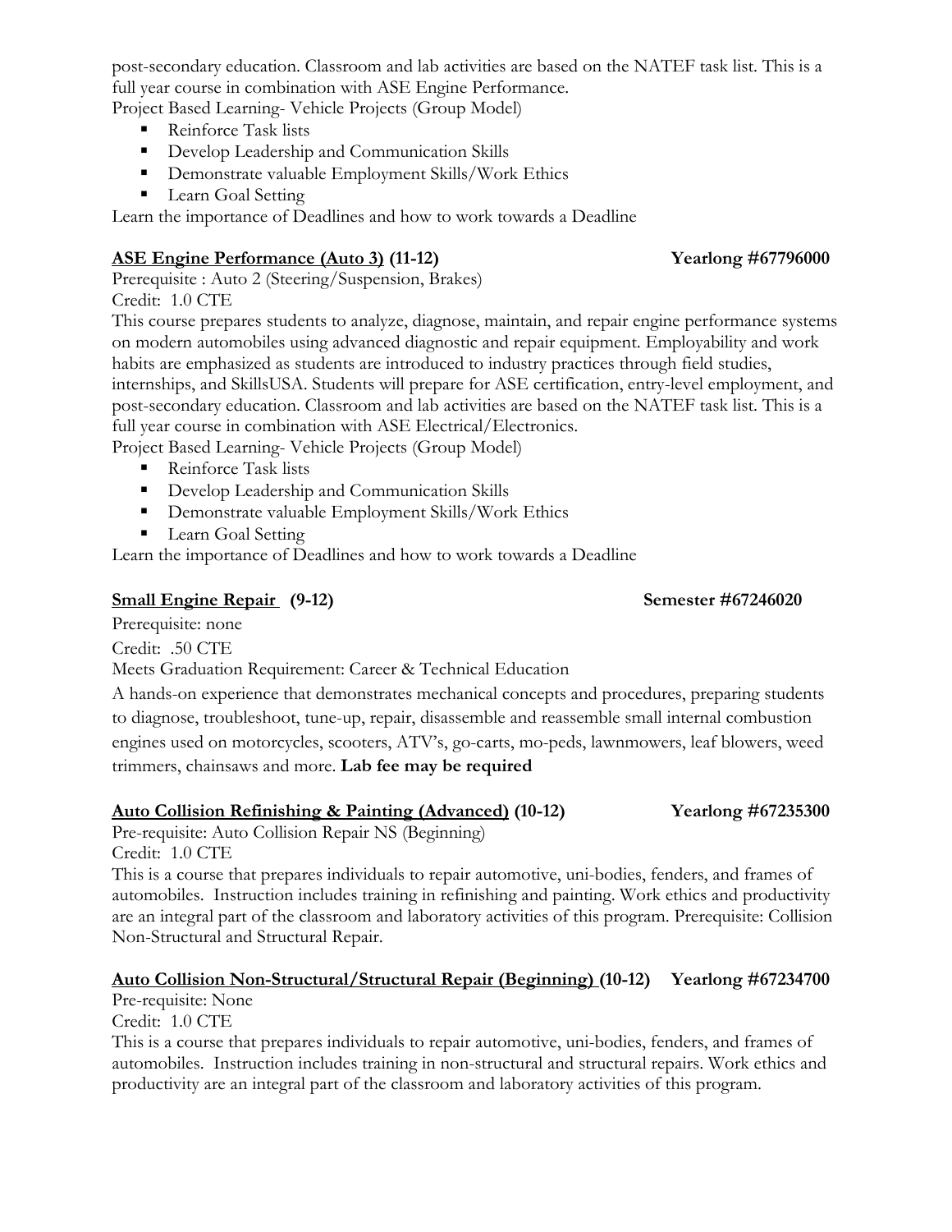post-secondary education. Classroom and lab activities are based on the NATEF task list. This is a full year course in combination with ASE Engine Performance.

Project Based Learning- Vehicle Projects (Group Model)

- Reinforce Task lists
- Develop Leadership and Communication Skills
- Demonstrate valuable Employment Skills/Work Ethics
- Learn Goal Setting

Learn the importance of Deadlines and how to work towards a Deadline

**ASE Engine Performance (Auto 3) (11-12) Yearlong #67796000**

Prerequisite : Auto 2 (Steering/Suspension, Brakes)

Credit: 1.0 CTE

This course prepares students to analyze, diagnose, maintain, and repair engine performance systems on modern automobiles using advanced diagnostic and repair equipment. Employability and work habits are emphasized as students are introduced to industry practices through field studies, internships, and SkillsUSA. Students will prepare for ASE certification, entry-level employment, and post-secondary education. Classroom and lab activities are based on the NATEF task list. This is a full year course in combination with ASE Electrical/Electronics.

Project Based Learning- Vehicle Projects (Group Model)

- Reinforce Task lists
- Develop Leadership and Communication Skills
- Demonstrate valuable Employment Skills/Work Ethics
- Learn Goal Setting

Learn the importance of Deadlines and how to work towards a Deadline

**Small Engine Repair (9-12) Semester #67246020**

Prerequisite: none

Credit: .50 CTE

Meets Graduation Requirement: Career & Technical Education

A hands-on experience that demonstrates mechanical concepts and procedures, preparing students to diagnose, troubleshoot, tune-up, repair, disassemble and reassemble small internal combustion engines used on motorcycles, scooters, ATV's, go-carts, mo-peds, lawnmowers, leaf blowers, weed trimmers, chainsaws and more. **Lab fee may be required**

**Auto Collision Refinishing & Painting (Advanced) (10-12) Yearlong #67235300**

Pre-requisite: Auto Collision Repair NS (Beginning)

Credit: 1.0 CTE

This is a course that prepares individuals to repair automotive, uni-bodies, fenders, and frames of automobiles. Instruction includes training in refinishing and painting. Work ethics and productivity are an integral part of the classroom and laboratory activities of this program. Prerequisite: Collision Non-Structural and Structural Repair.

**Auto Collision Non-Structural/Structural Repair (Beginning) (10-12) Yearlong #67234700**

Pre-requisite: None

Credit: 1.0 CTE

This is a course that prepares individuals to repair automotive, uni-bodies, fenders, and frames of automobiles. Instruction includes training in non-structural and structural repairs. Work ethics and productivity are an integral part of the classroom and laboratory activities of this program.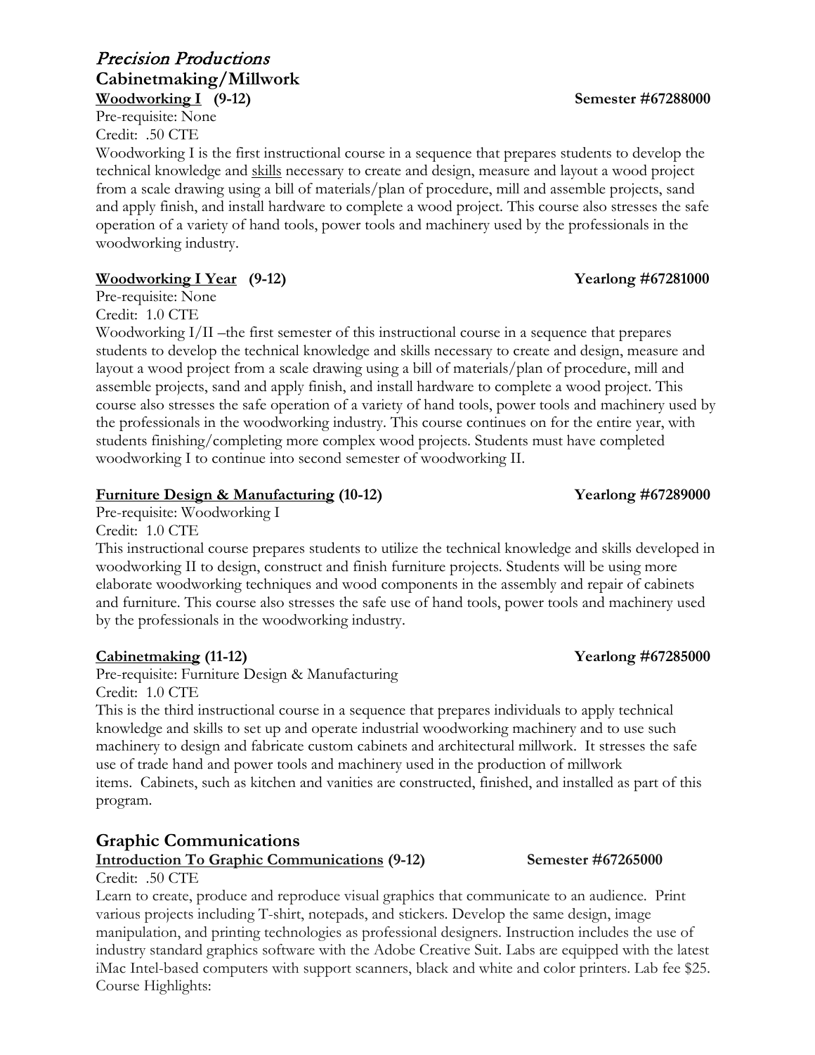# *Precision Productions*

## Cabinetmaking/Millwork

**Woodworking I (9-12)** **Semester #67288000**

Pre-requisite: None
Credit: .50 CTE

Woodworking I is the first instructional course in a sequence that prepares students to develop the technical knowledge and skills necessary to create and design, measure and layout a wood project from a scale drawing using a bill of materials/plan of procedure, mill and assemble projects, sand and apply finish, and install hardware to complete a wood project. This course also stresses the safe operation of a variety of hand tools, power tools and machinery used by the professionals in the woodworking industry.

**Woodworking I Year (9-12)** **Yearlong #67281000**

Pre-requisite: None
Credit: 1.0 CTE

Woodworking I/II –the first semester of this instructional course in a sequence that prepares students to develop the technical knowledge and skills necessary to create and design, measure and layout a wood project from a scale drawing using a bill of materials/plan of procedure, mill and assemble projects, sand and apply finish, and install hardware to complete a wood project. This course also stresses the safe operation of a variety of hand tools, power tools and machinery used by the professionals in the woodworking industry. This course continues on for the entire year, with students finishing/completing more complex wood projects. Students must have completed woodworking I to continue into second semester of woodworking II.

**Furniture Design & Manufacturing (10-12)** **Yearlong #67289000**

Pre-requisite: Woodworking I
Credit: 1.0 CTE

This instructional course prepares students to utilize the technical knowledge and skills developed in woodworking II to design, construct and finish furniture projects. Students will be using more elaborate woodworking techniques and wood components in the assembly and repair of cabinets and furniture. This course also stresses the safe use of hand tools, power tools and machinery used by the professionals in the woodworking industry.

**Cabinetmaking (11-12)** **Yearlong #67285000**

Pre-requisite: Furniture Design & Manufacturing
Credit: 1.0 CTE

This is the third instructional course in a sequence that prepares individuals to apply technical knowledge and skills to set up and operate industrial woodworking machinery and to use such machinery to design and fabricate custom cabinets and architectural millwork. It stresses the safe use of trade hand and power tools and machinery used in the production of millwork items. Cabinets, such as kitchen and vanities are constructed, finished, and installed as part of this program.

## Graphic Communications

**Introduction To Graphic Communications (9-12)** **Semester #67265000**

Credit: .50 CTE

Learn to create, produce and reproduce visual graphics that communicate to an audience. Print various projects including T-shirt, notepads, and stickers. Develop the same design, image manipulation, and printing technologies as professional designers. Instruction includes the use of industry standard graphics software with the Adobe Creative Suit. Labs are equipped with the latest iMac Intel-based computers with support scanners, black and white and color printers. Lab fee $25.
Course Highlights: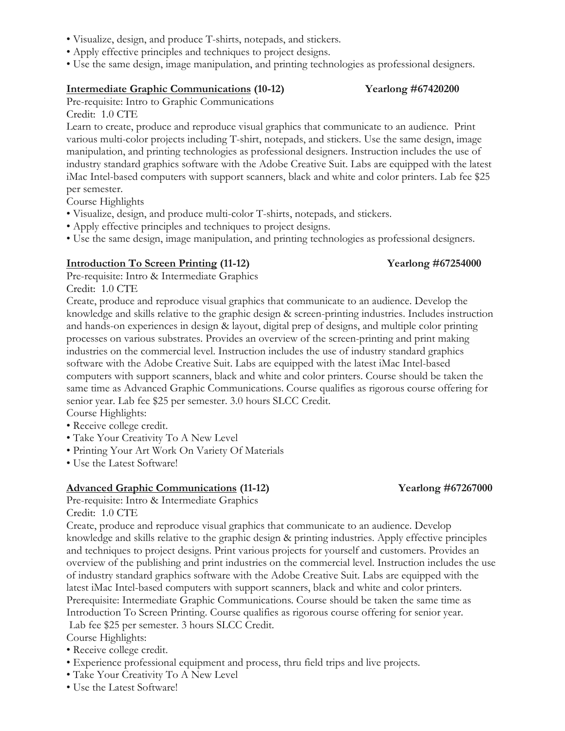- Visualize, design, and produce T-shirts, notepads, and stickers.
- Apply effective principles and techniques to project designs.
- Use the same design, image manipulation, and printing technologies as professional designers.

**Intermediate Graphic Communications (10-12)** **Yearlong #67420200**

Pre-requisite: Intro to Graphic Communications
Credit: 1.0 CTE

Learn to create, produce and reproduce visual graphics that communicate to an audience. Print various multi-color projects including T-shirt, notepads, and stickers. Use the same design, image manipulation, and printing technologies as professional designers. Instruction includes the use of industry standard graphics software with the Adobe Creative Suit. Labs are equipped with the latest iMac Intel-based computers with support scanners, black and white and color printers. Lab fee $25 per semester.

Course Highlights

- Visualize, design, and produce multi-color T-shirts, notepads, and stickers.
- Apply effective principles and techniques to project designs.
- Use the same design, image manipulation, and printing technologies as professional designers.

**Introduction To Screen Printing (11-12)** **Yearlong #67254000**

Pre-requisite: Intro & Intermediate Graphics
Credit: 1.0 CTE

Create, produce and reproduce visual graphics that communicate to an audience. Develop the knowledge and skills relative to the graphic design & screen-printing industries. Includes instruction and hands-on experiences in design & layout, digital prep of designs, and multiple color printing processes on various substrates. Provides an overview of the screen-printing and print making industries on the commercial level. Instruction includes the use of industry standard graphics software with the Adobe Creative Suit. Labs are equipped with the latest iMac Intel-based computers with support scanners, black and white and color printers. Course should be taken the same time as Advanced Graphic Communications. Course qualifies as rigorous course offering for senior year. Lab fee $25 per semester. 3.0 hours SLCC Credit.

Course Highlights:

- Receive college credit.
- Take Your Creativity To A New Level
- Printing Your Art Work On Variety Of Materials
- Use the Latest Software!

**Advanced Graphic Communications (11-12)** **Yearlong #67267000**

Pre-requisite: Intro & Intermediate Graphics
Credit: 1.0 CTE

Create, produce and reproduce visual graphics that communicate to an audience. Develop knowledge and skills relative to the graphic design & printing industries. Apply effective principles and techniques to project designs. Print various projects for yourself and customers. Provides an overview of the publishing and print industries on the commercial level. Instruction includes the use of industry standard graphics software with the Adobe Creative Suit. Labs are equipped with the latest iMac Intel-based computers with support scanners, black and white and color printers. Prerequisite: Intermediate Graphic Communications. Course should be taken the same time as Introduction To Screen Printing. Course qualifies as rigorous course offering for senior year. Lab fee $25 per semester. 3 hours SLCC Credit.

Course Highlights:

- Receive college credit.
- Experience professional equipment and process, thru field trips and live projects.
- Take Your Creativity To A New Level
- Use the Latest Software!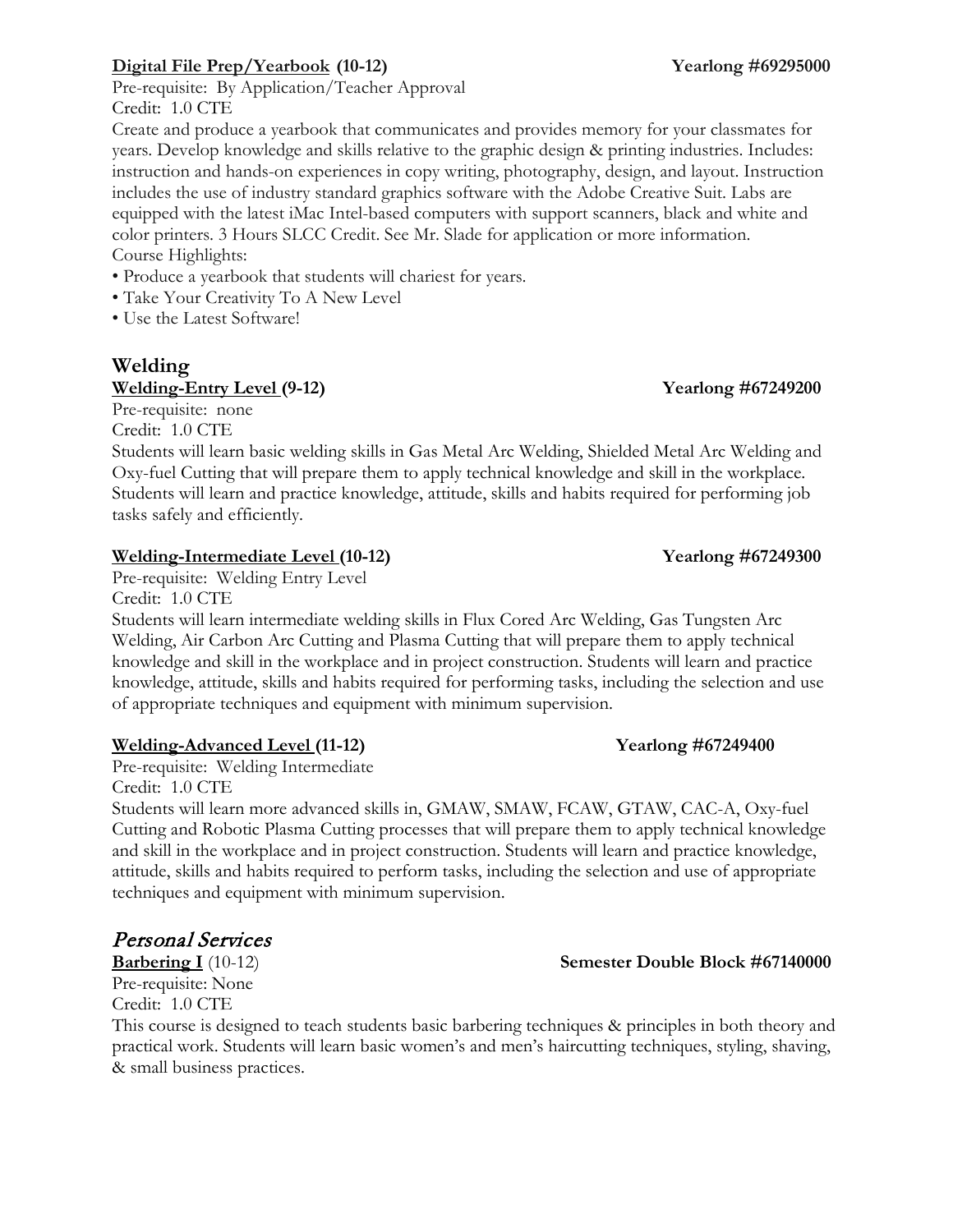**Digital File Prep/Yearbook (10-12)** **Yearlong #69295000**

Pre-requisite: By Application/Teacher Approval
Credit: 1.0 CTE

Create and produce a yearbook that communicates and provides memory for your classmates for years. Develop knowledge and skills relative to the graphic design & printing industries. Includes: instruction and hands-on experiences in copy writing, photography, design, and layout. Instruction includes the use of industry standard graphics software with the Adobe Creative Suit. Labs are equipped with the latest iMac Intel-based computers with support scanners, black and white and color printers. 3 Hours SLCC Credit. See Mr. Slade for application or more information.
Course Highlights:

- Produce a yearbook that students will chariest for years.
- Take Your Creativity To A New Level
- Use the Latest Software!

## Welding

**Welding-Entry Level (9-12)** **Yearlong #67249200**

Pre-requisite: none
Credit: 1.0 CTE

Students will learn basic welding skills in Gas Metal Arc Welding, Shielded Metal Arc Welding and Oxy-fuel Cutting that will prepare them to apply technical knowledge and skill in the workplace. Students will learn and practice knowledge, attitude, skills and habits required for performing job tasks safely and efficiently.

**Welding-Intermediate Level (10-12)** **Yearlong #67249300**

Pre-requisite: Welding Entry Level
Credit: 1.0 CTE

Students will learn intermediate welding skills in Flux Cored Arc Welding, Gas Tungsten Arc Welding, Air Carbon Arc Cutting and Plasma Cutting that will prepare them to apply technical knowledge and skill in the workplace and in project construction. Students will learn and practice knowledge, attitude, skills and habits required for performing tasks, including the selection and use of appropriate techniques and equipment with minimum supervision.

**Welding-Advanced Level (11-12)** **Yearlong #67249400**

Pre-requisite: Welding Intermediate
Credit: 1.0 CTE

Students will learn more advanced skills in, GMAW, SMAW, FCAW, GTAW, CAC-A, Oxy-fuel Cutting and Robotic Plasma Cutting processes that will prepare them to apply technical knowledge and skill in the workplace and in project construction. Students will learn and practice knowledge, attitude, skills and habits required to perform tasks, including the selection and use of appropriate techniques and equipment with minimum supervision.

## *Personal Services*

**Barbering I** (10-12) **Semester Double Block #67140000**

Pre-requisite: None
Credit: 1.0 CTE

This course is designed to teach students basic barbering techniques & principles in both theory and practical work. Students will learn basic women's and men's haircutting techniques, styling, shaving, & small business practices.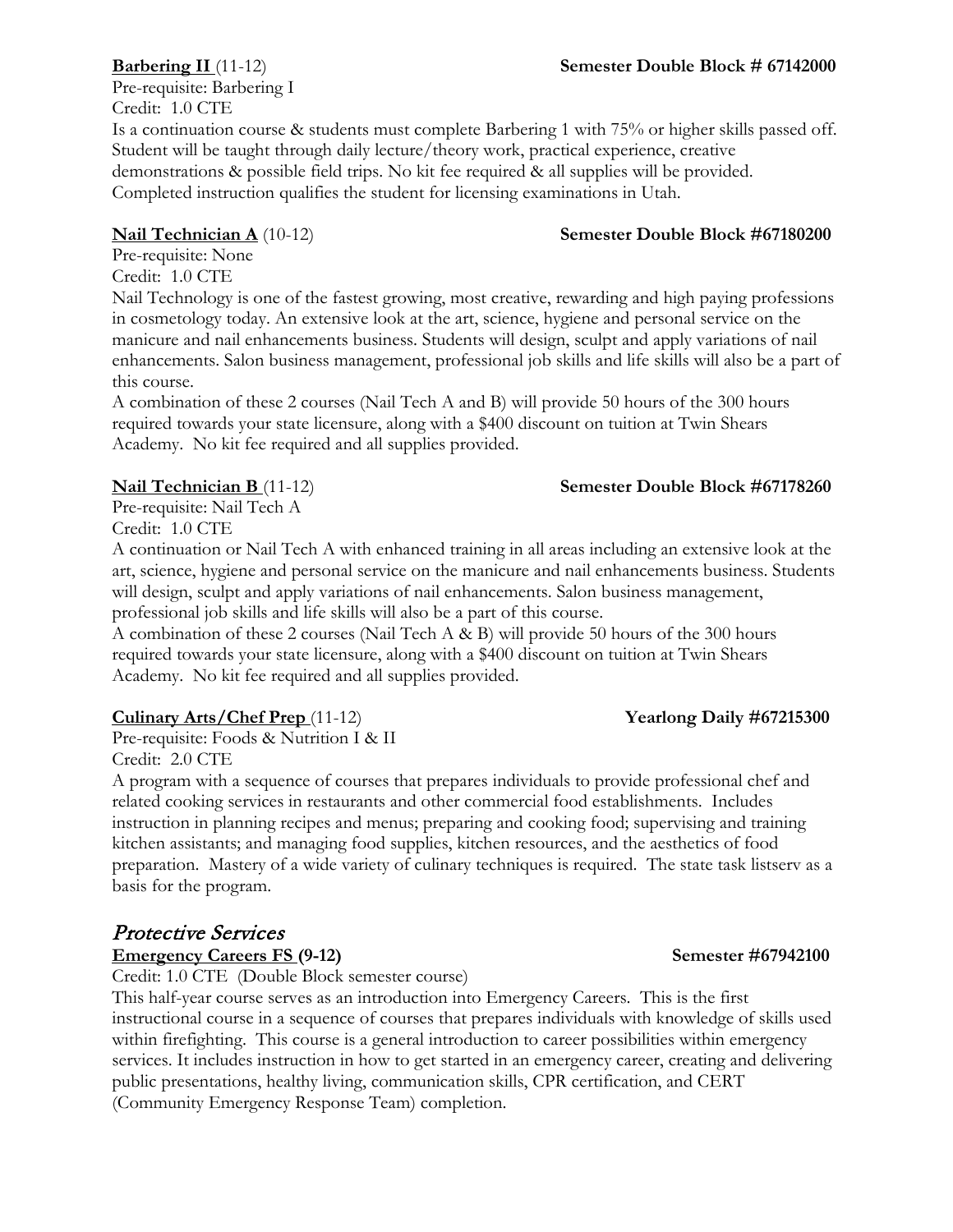**Barbering II** (11-12) **Semester Double Block # 67142000**

Pre-requisite: Barbering I
Credit: 1.0 CTE

Is a continuation course & students must complete Barbering 1 with 75% or higher skills passed off. Student will be taught through daily lecture/theory work, practical experience, creative demonstrations & possible field trips. No kit fee required & all supplies will be provided. Completed instruction qualifies the student for licensing examinations in Utah.

**Nail Technician A** (10-12) **Semester Double Block #67180200**

Pre-requisite: None
Credit: 1.0 CTE

Nail Technology is one of the fastest growing, most creative, rewarding and high paying professions in cosmetology today. An extensive look at the art, science, hygiene and personal service on the manicure and nail enhancements business. Students will design, sculpt and apply variations of nail enhancements. Salon business management, professional job skills and life skills will also be a part of this course.

A combination of these 2 courses (Nail Tech A and B) will provide 50 hours of the 300 hours required towards your state licensure, along with a $400 discount on tuition at Twin Shears Academy. No kit fee required and all supplies provided.

**Nail Technician B** (11-12) **Semester Double Block #67178260**

Pre-requisite: Nail Tech A
Credit: 1.0 CTE

A continuation or Nail Tech A with enhanced training in all areas including an extensive look at the art, science, hygiene and personal service on the manicure and nail enhancements business. Students will design, sculpt and apply variations of nail enhancements. Salon business management, professional job skills and life skills will also be a part of this course.

A combination of these 2 courses (Nail Tech A & B) will provide 50 hours of the 300 hours required towards your state licensure, along with a $400 discount on tuition at Twin Shears Academy. No kit fee required and all supplies provided.

**Culinary Arts/Chef Prep** (11-12) **Yearlong Daily #67215300**

Pre-requisite: Foods & Nutrition I & II
Credit: 2.0 CTE

A program with a sequence of courses that prepares individuals to provide professional chef and related cooking services in restaurants and other commercial food establishments. Includes instruction in planning recipes and menus; preparing and cooking food; supervising and training kitchen assistants; and managing food supplies, kitchen resources, and the aesthetics of food preparation. Mastery of a wide variety of culinary techniques is required. The state task listserv as a basis for the program.

## *Protective Services*

**Emergency Careers FS (9-12)** **Semester #67942100**

Credit: 1.0 CTE (Double Block semester course)

This half-year course serves as an introduction into Emergency Careers. This is the first instructional course in a sequence of courses that prepares individuals with knowledge of skills used within firefighting. This course is a general introduction to career possibilities within emergency services. It includes instruction in how to get started in an emergency career, creating and delivering public presentations, healthy living, communication skills, CPR certification, and CERT (Community Emergency Response Team) completion.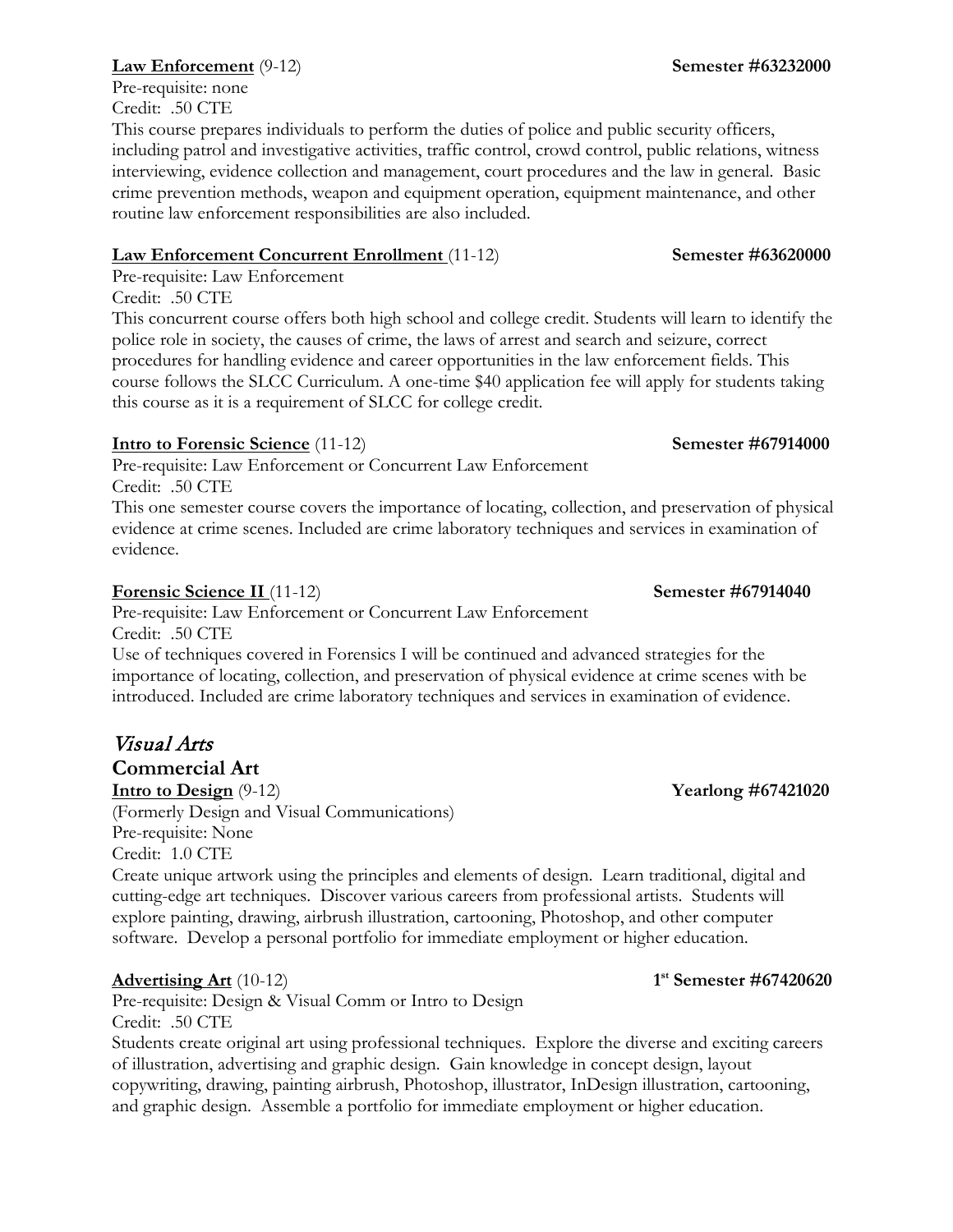**Law Enforcement** (9-12) **Semester #63232000**

Pre-requisite: none

Credit: .50 CTE

This course prepares individuals to perform the duties of police and public security officers, including patrol and investigative activities, traffic control, crowd control, public relations, witness interviewing, evidence collection and management, court procedures and the law in general. Basic crime prevention methods, weapon and equipment operation, equipment maintenance, and other routine law enforcement responsibilities are also included.

**Law Enforcement Concurrent Enrollment** (11-12) **Semester #63620000**

Pre-requisite: Law Enforcement

Credit: .50 CTE

This concurrent course offers both high school and college credit. Students will learn to identify the police role in society, the causes of crime, the laws of arrest and search and seizure, correct procedures for handling evidence and career opportunities in the law enforcement fields. This course follows the SLCC Curriculum. A one-time $40 application fee will apply for students taking this course as it is a requirement of SLCC for college credit.

**Intro to Forensic Science** (11-12) **Semester #67914000**

Pre-requisite: Law Enforcement or Concurrent Law Enforcement

Credit: .50 CTE

This one semester course covers the importance of locating, collection, and preservation of physical evidence at crime scenes. Included are crime laboratory techniques and services in examination of evidence.

**Forensic Science II** (11-12) **Semester #67914040**

Pre-requisite: Law Enforcement or Concurrent Law Enforcement

Credit: .50 CTE

Use of techniques covered in Forensics I will be continued and advanced strategies for the importance of locating, collection, and preservation of physical evidence at crime scenes with be introduced. Included are crime laboratory techniques and services in examination of evidence.

## *Visual Arts*

### Commercial Art

**Intro to Design** (9-12) **Yearlong #67421020**

(Formerly Design and Visual Communications)

Pre-requisite: None

Credit: 1.0 CTE

Create unique artwork using the principles and elements of design. Learn traditional, digital and cutting-edge art techniques. Discover various careers from professional artists. Students will explore painting, drawing, airbrush illustration, cartooning, Photoshop, and other computer software. Develop a personal portfolio for immediate employment or higher education.

**Advertising Art** (10-12) **1st Semester #67420620**

Pre-requisite: Design & Visual Comm or Intro to Design

Credit: .50 CTE

Students create original art using professional techniques. Explore the diverse and exciting careers of illustration, advertising and graphic design. Gain knowledge in concept design, layout copywriting, drawing, painting airbrush, Photoshop, illustrator, InDesign illustration, cartooning, and graphic design. Assemble a portfolio for immediate employment or higher education.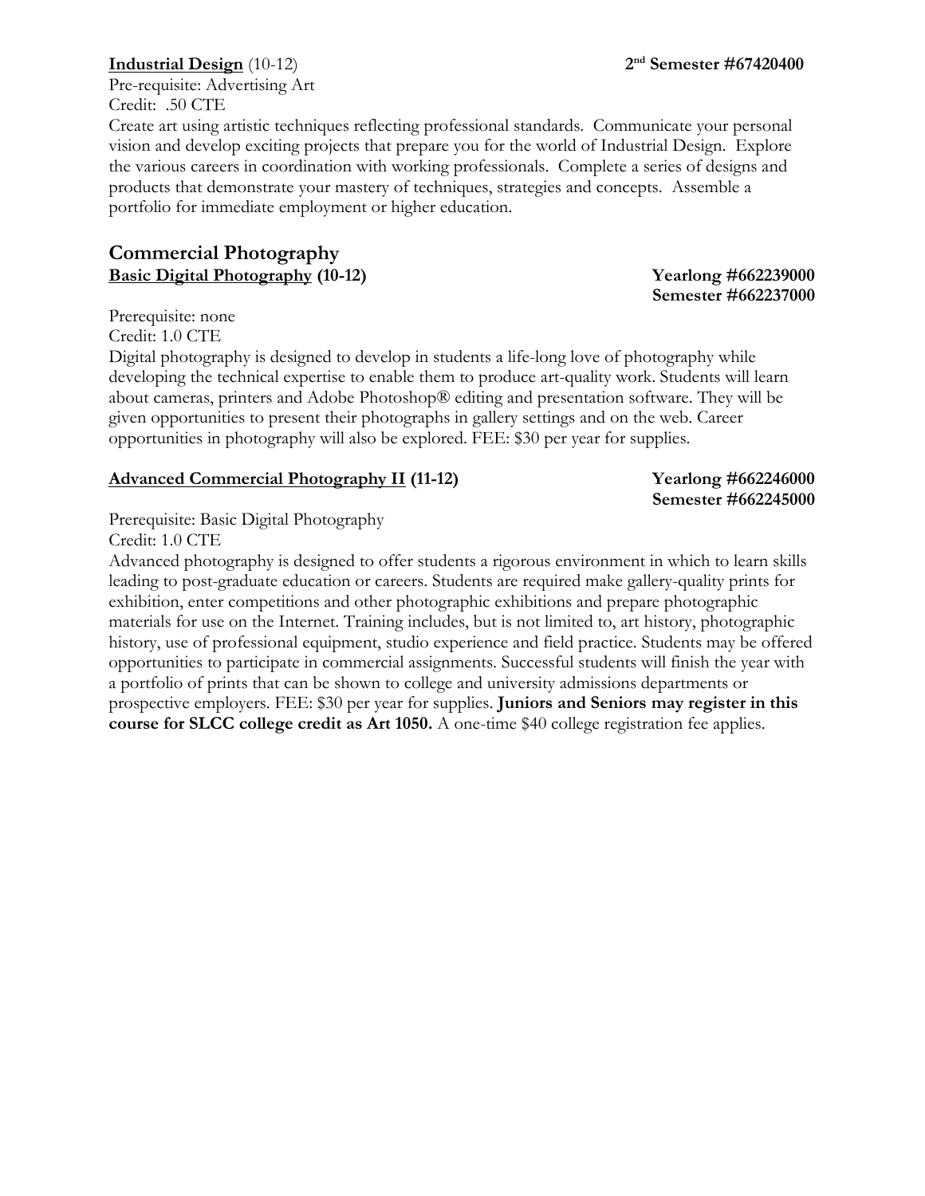**Industrial Design** (10-12) **2nd Semester #67420400**

Pre-requisite: Advertising Art
Credit: .50 CTE
Create art using artistic techniques reflecting professional standards. Communicate your personal vision and develop exciting projects that prepare you for the world of Industrial Design. Explore the various careers in coordination with working professionals. Complete a series of designs and products that demonstrate your mastery of techniques, strategies and concepts. Assemble a portfolio for immediate employment or higher education.

## Commercial Photography

**Basic Digital Photography (10-12)** **Yearlong #662239000**
**Semester #662237000**

Prerequisite: none
Credit: 1.0 CTE
Digital photography is designed to develop in students a life-long love of photography while developing the technical expertise to enable them to produce art-quality work. Students will learn about cameras, printers and Adobe Photoshop® editing and presentation software. They will be given opportunities to present their photographs in gallery settings and on the web. Career opportunities in photography will also be explored. FEE: $30 per year for supplies.

**Advanced Commercial Photography II (11-12)** **Yearlong #662246000**
**Semester #662245000**

Prerequisite: Basic Digital Photography
Credit: 1.0 CTE
Advanced photography is designed to offer students a rigorous environment in which to learn skills leading to post-graduate education or careers. Students are required make gallery-quality prints for exhibition, enter competitions and other photographic exhibitions and prepare photographic materials for use on the Internet. Training includes, but is not limited to, art history, photographic history, use of professional equipment, studio experience and field practice. Students may be offered opportunities to participate in commercial assignments. Successful students will finish the year with a portfolio of prints that can be shown to college and university admissions departments or prospective employers. FEE: $30 per year for supplies. **Juniors and Seniors may register in this course for SLCC college credit as Art 1050.** A one-time $40 college registration fee applies.